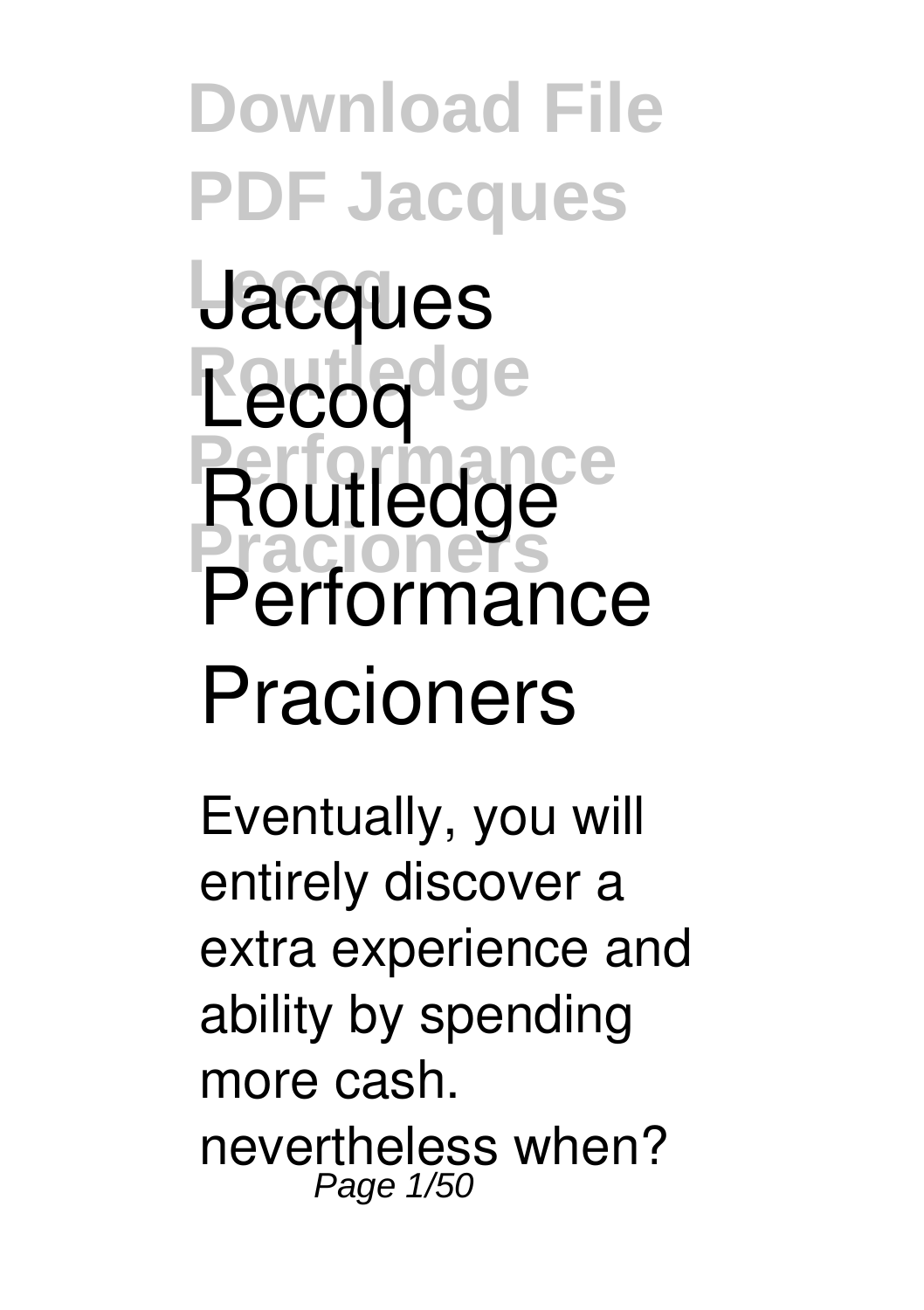# Jacques Lecoq Routledge Performance Pracioners

Eventually, you will entirely discover a extra experience and ability by spending more cash. nevertheless when?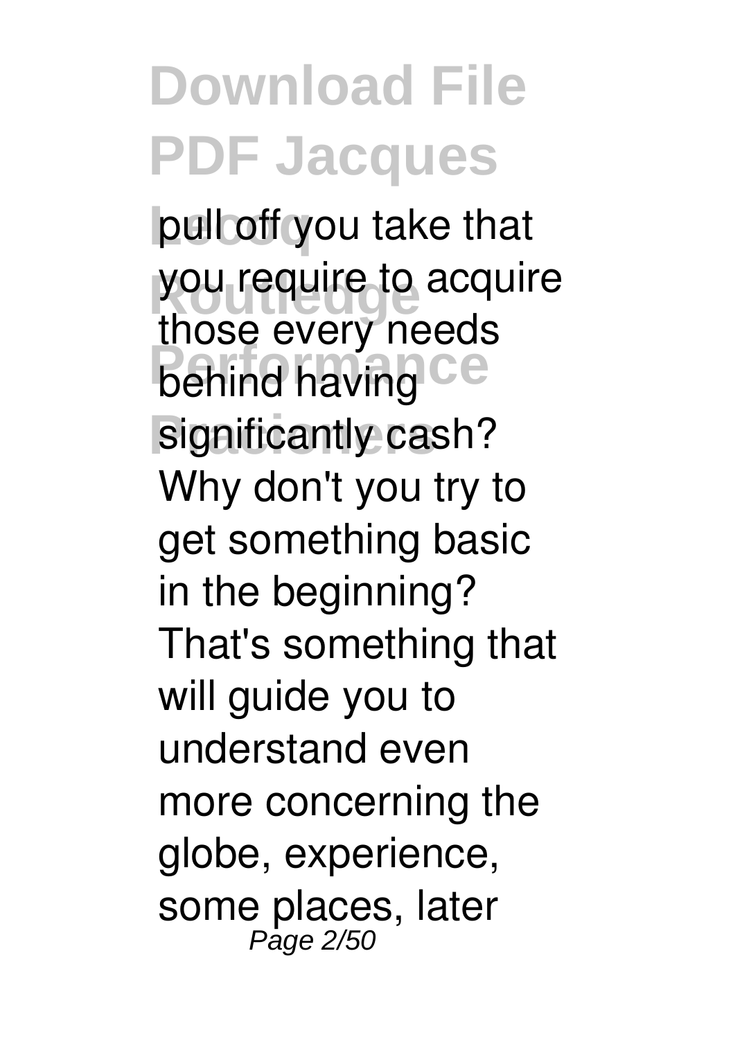pull off you take that you require to acquire those every needs behind having significantly cash? Why don't you try to get something basic in the beginning? That's something that will guide you to understand even more concerning the globe, experience, some places, later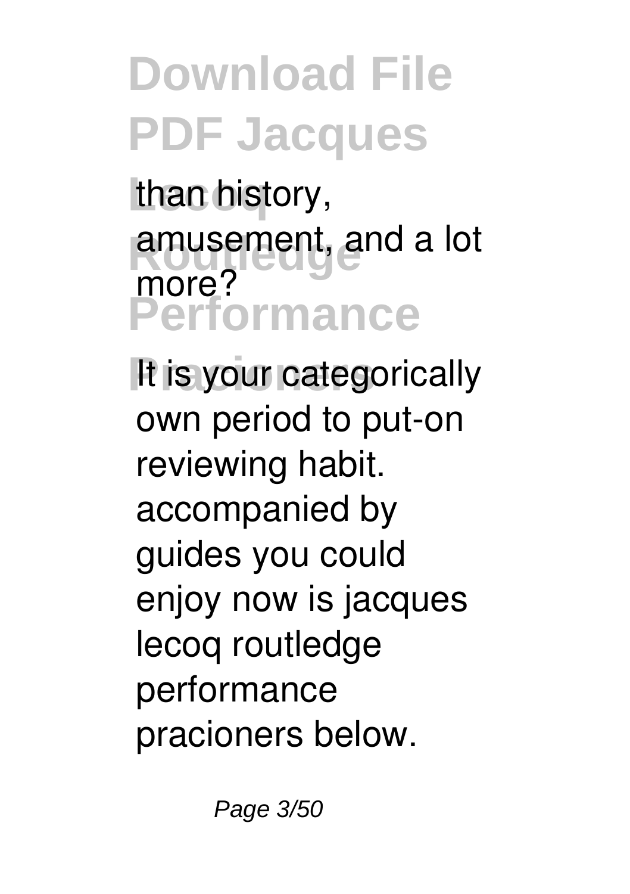than history, amusement, and a lot more?

It is your categorically own period to put-on reviewing habit. accompanied by guides you could enjoy now is jacques lecoq routledge performance pracioners below.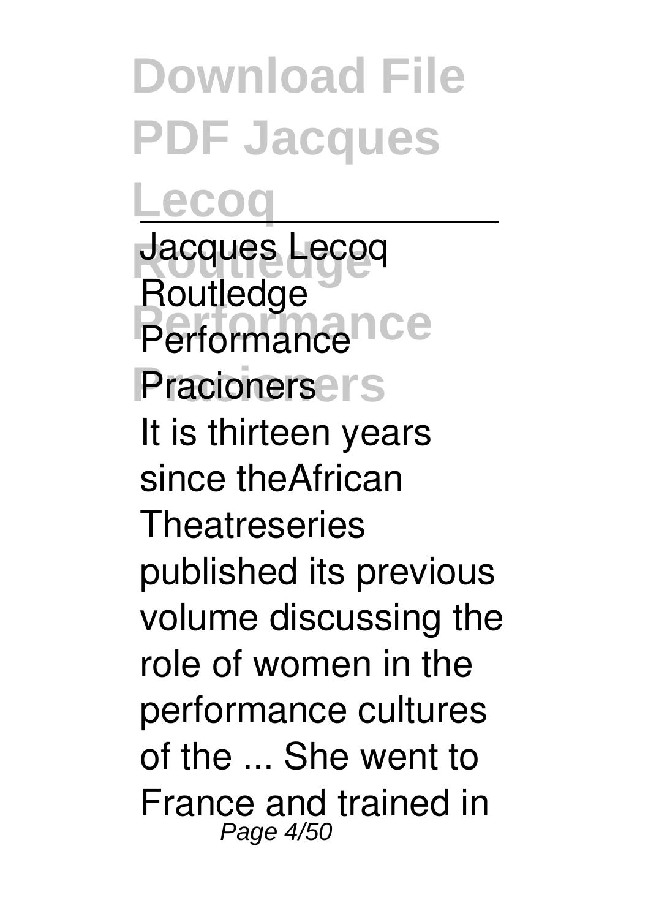Jacques Lecoq Routledge Performance Pracioners

It is thirteen years since theAfrican Theatreseries published its previous volume discussing the role of women in the performance cultures of the ... She went to France and trained in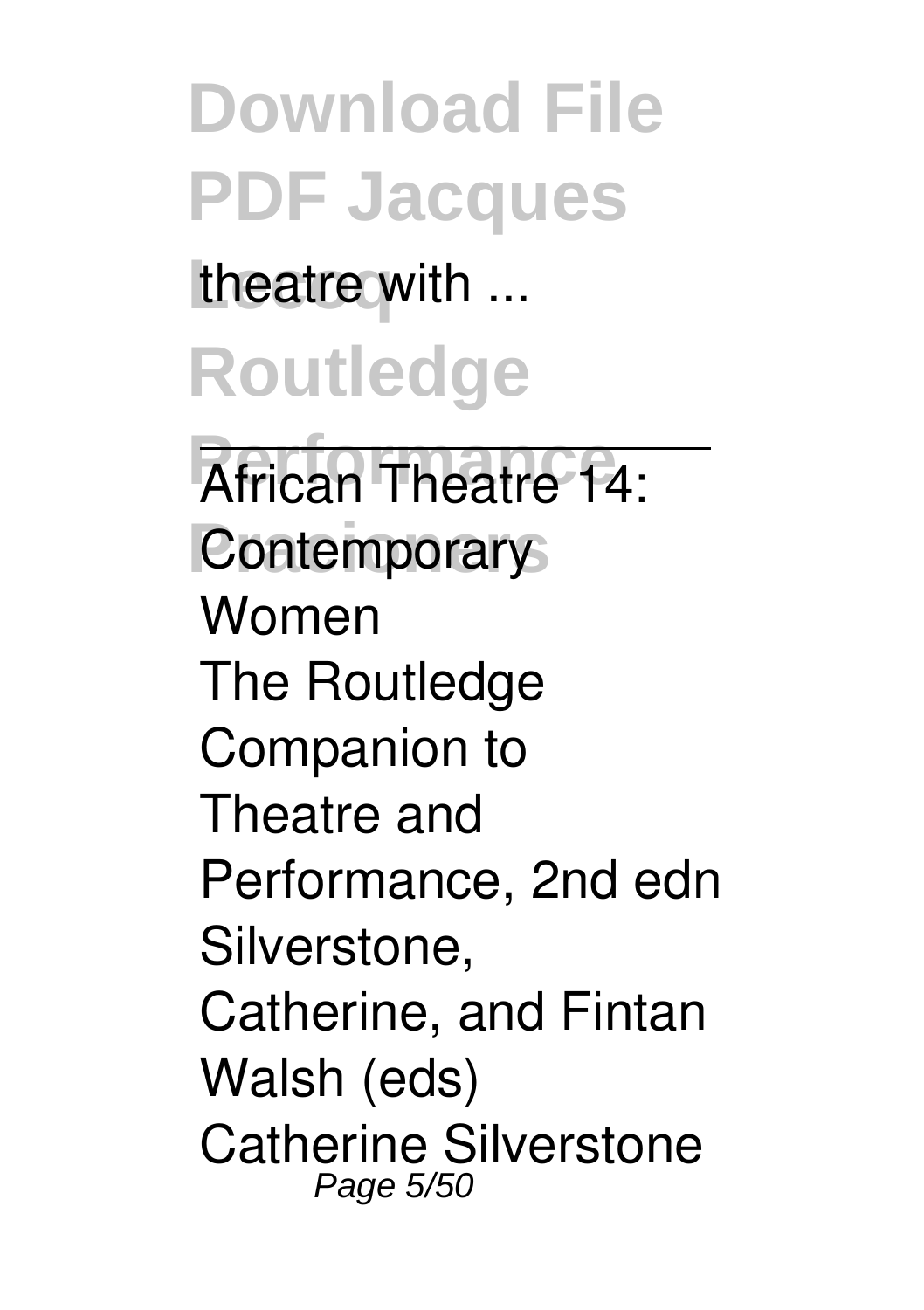theatre with ...

African Theatre 14: Contemporary Women

The Routledge Companion to Theatre and Performance, 2nd edn Silverstone, Catherine, and Fintan Walsh (eds) Catherine Silverstone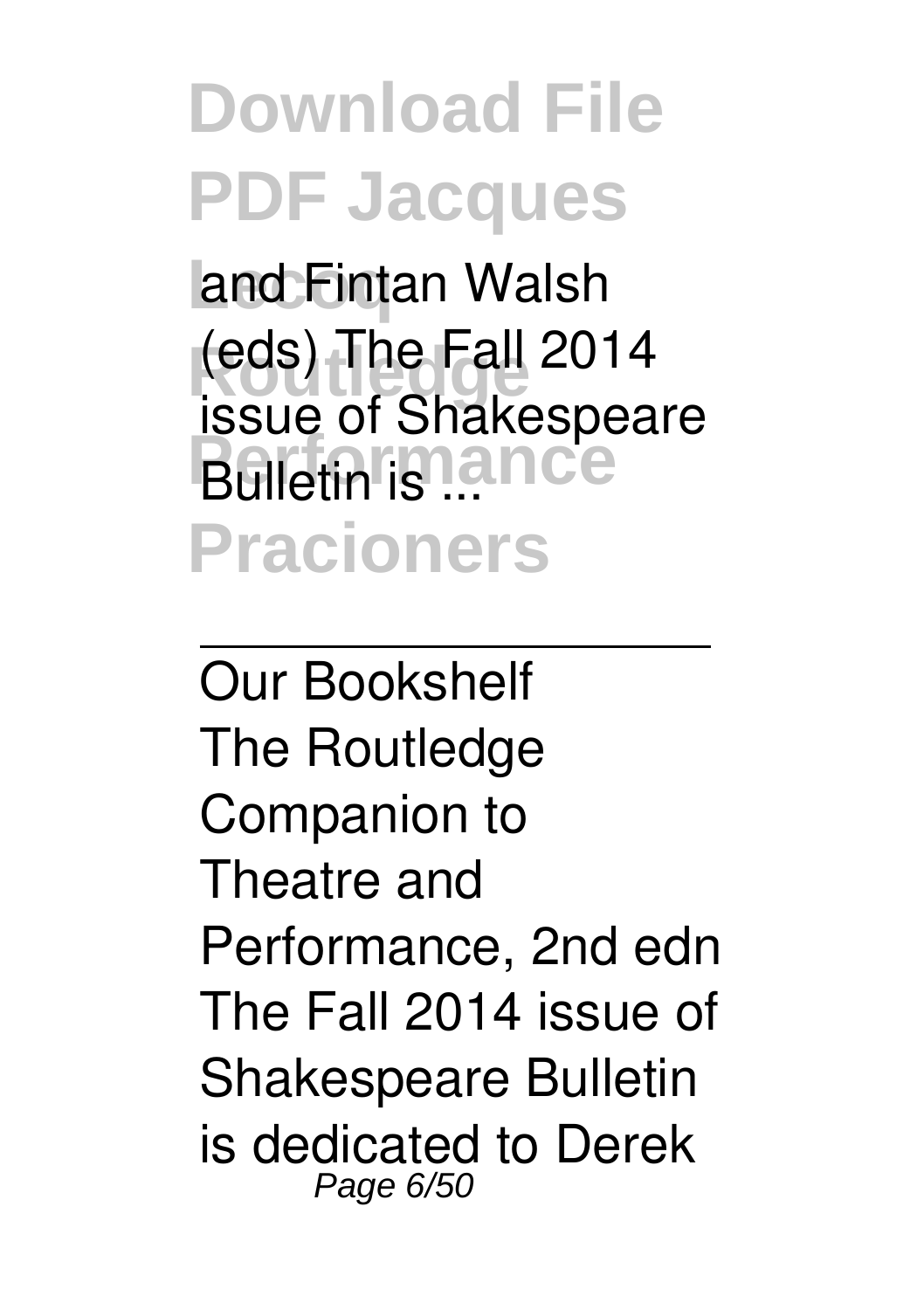and Fintan Walsh (eds) The Fall 2014 issue of Shakespeare Bulletin is ...

---

Our Bookshelf

The Routledge Companion to Theatre and Performance, 2nd edn The Fall 2014 issue of Shakespeare Bulletin is dedicated to Derek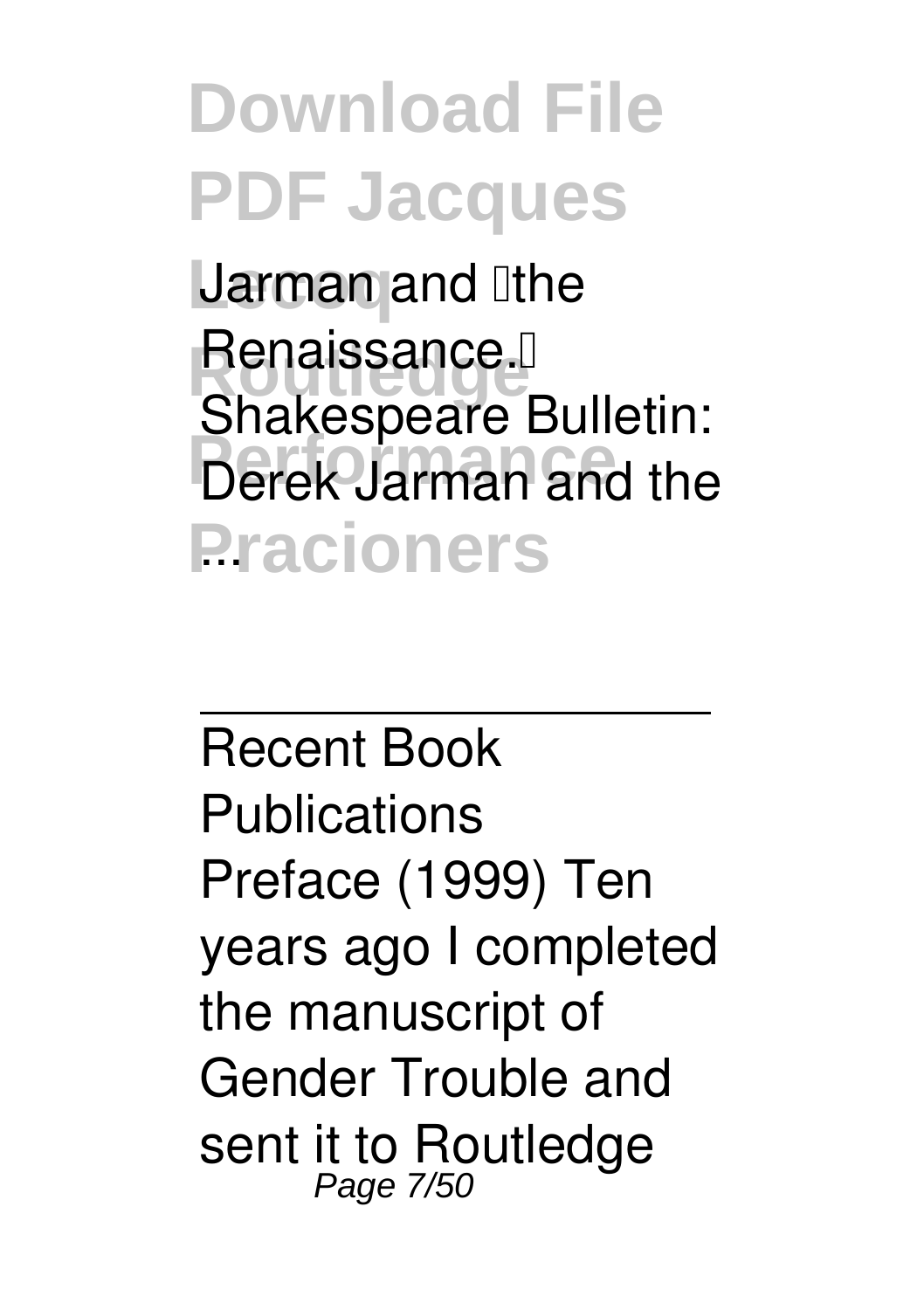Jarman and the Renaissance. Shakespeare Bulletin: Derek Jarman and the ...

---

Recent Book Publications

Preface (1999) Ten years ago I completed the manuscript of Gender Trouble and sent it to Routledge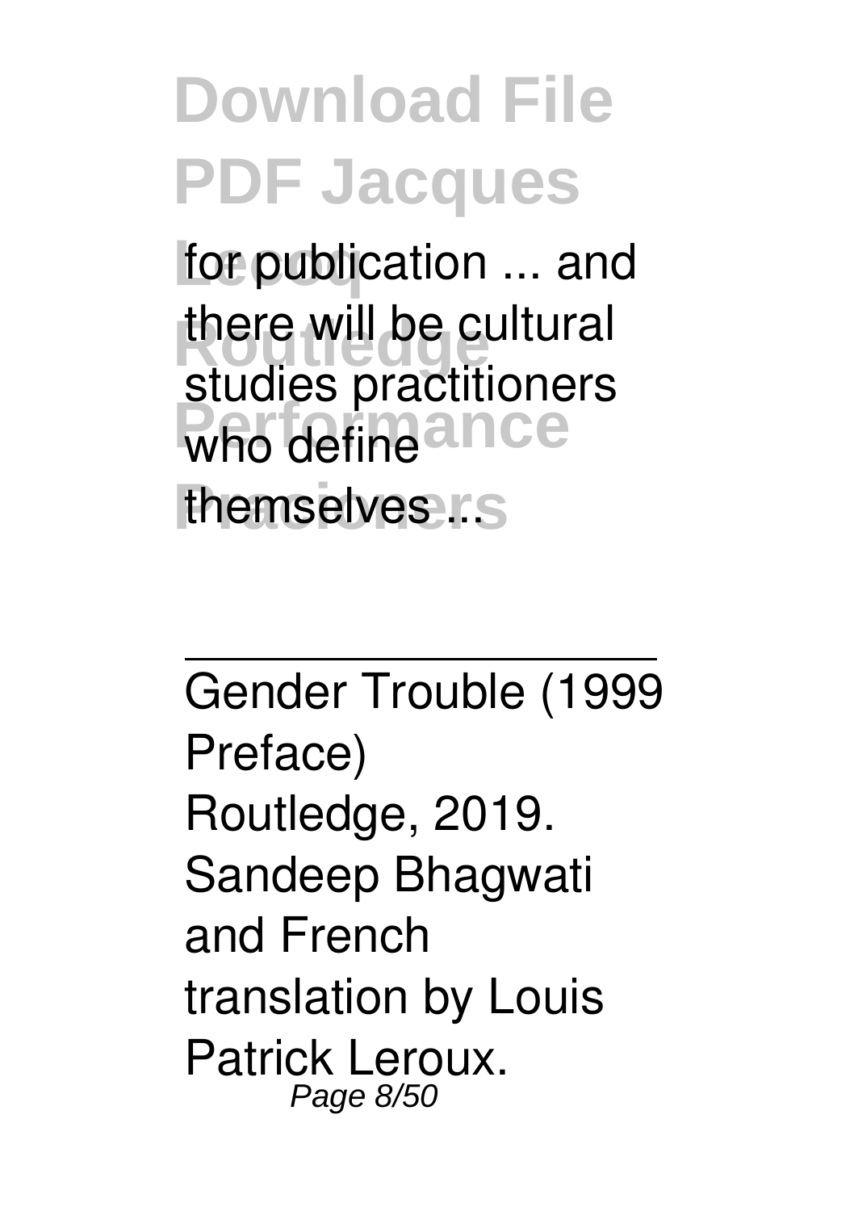for publication ... and there will be cultural studies practitioners who define themselves ...

---

Gender Trouble (1999 Preface)
Routledge, 2019. Sandeep Bhagwati and French translation by Louis Patrick Leroux.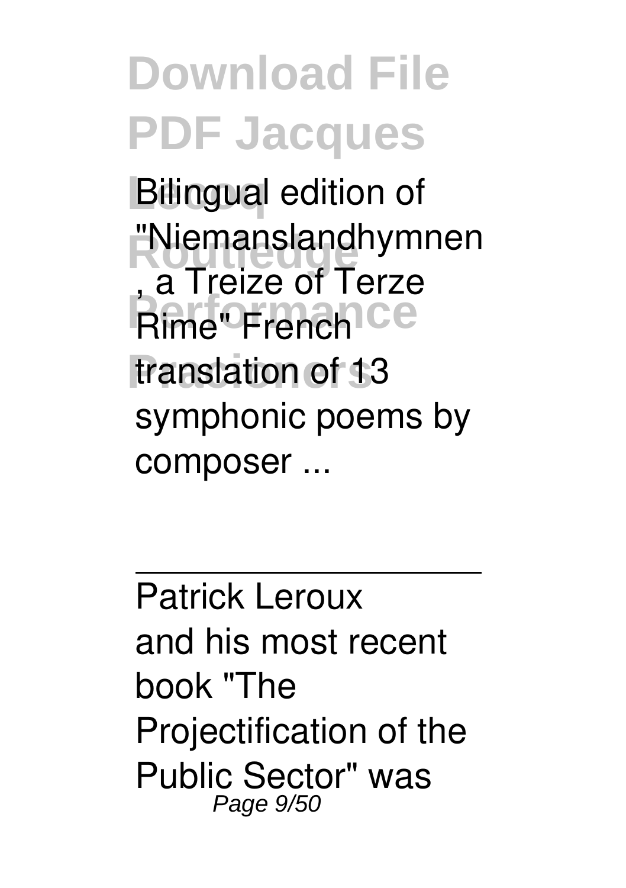Bilingual edition of "Niemanslandhymnen , a Treize of Terze Rime" French translation of 13 symphonic poems by composer ...

---

Patrick Leroux

and his most recent book "The Projectification of the Public Sector" was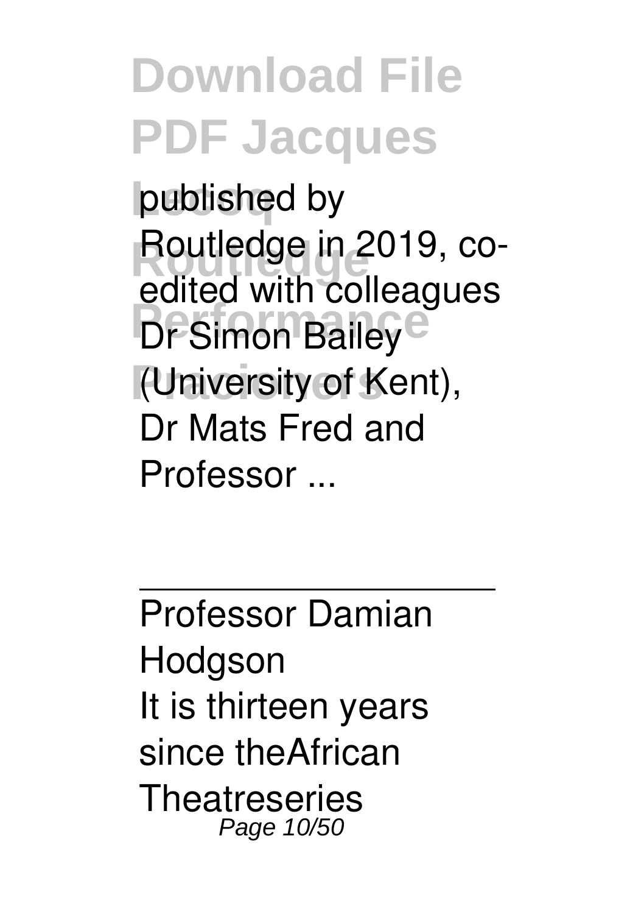published by Routledge in 2019, co-edited with colleagues Dr Simon Bailey (University of Kent), Dr Mats Fred and Professor ...

---

Professor Damian Hodgson

It is thirteen years since theAfrican Theatreseries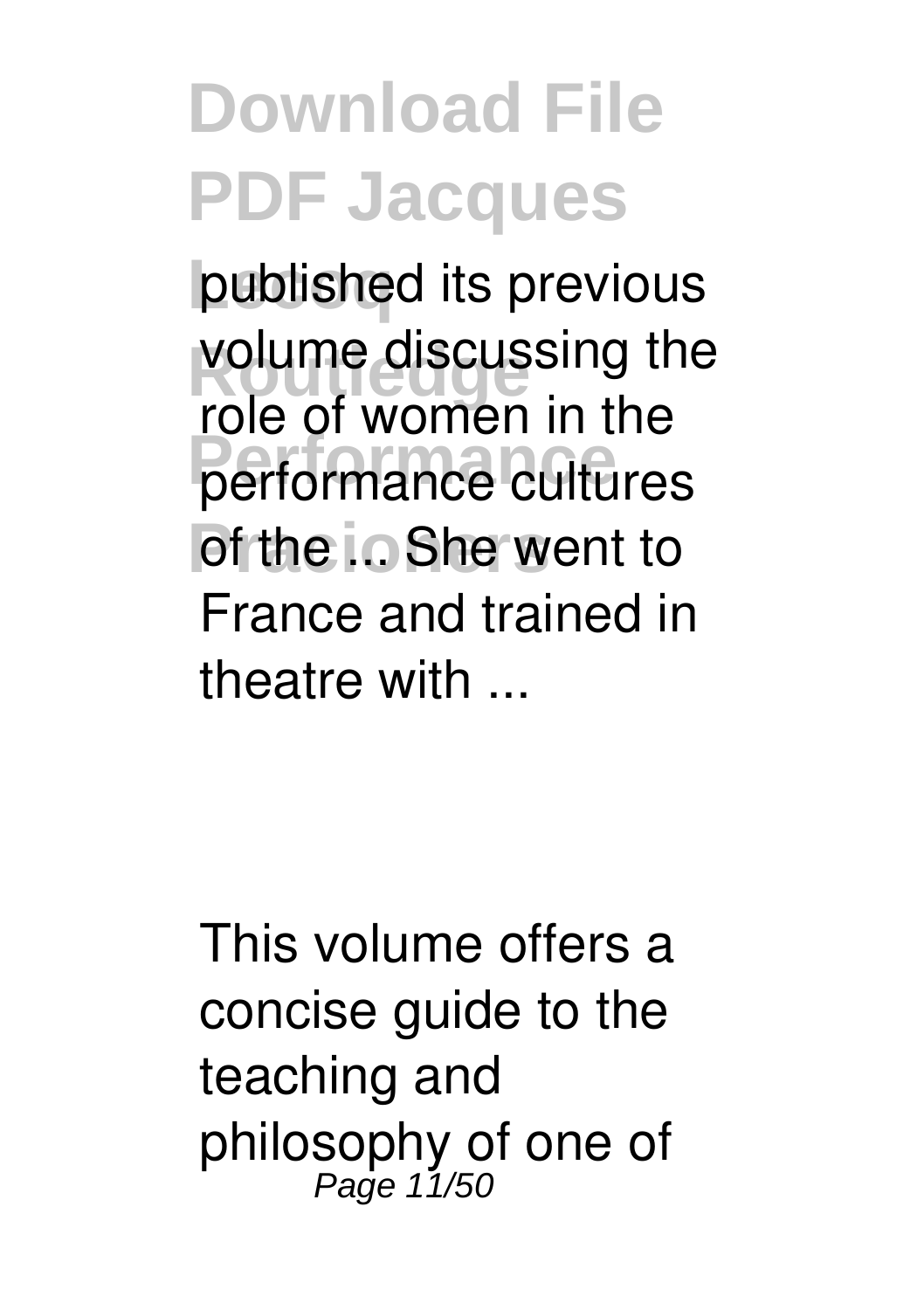published its previous volume discussing the role of women in the performance cultures of the ... She went to France and trained in theatre with ...

This volume offers a concise guide to the teaching and philosophy of one of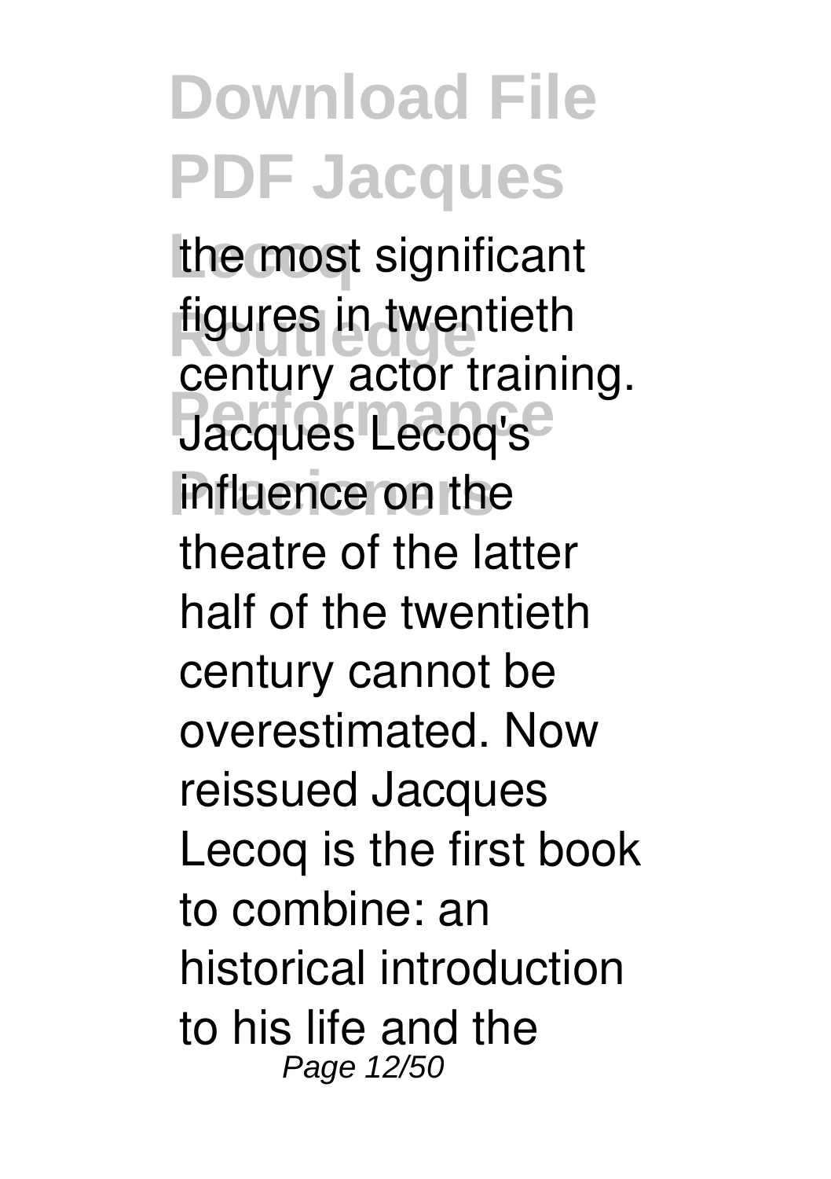the most significant figures in twentieth century actor training. Jacques Lecoq's influence on the theatre of the latter half of the twentieth century cannot be overestimated. Now reissued Jacques Lecoq is the first book to combine: an historical introduction to his life and the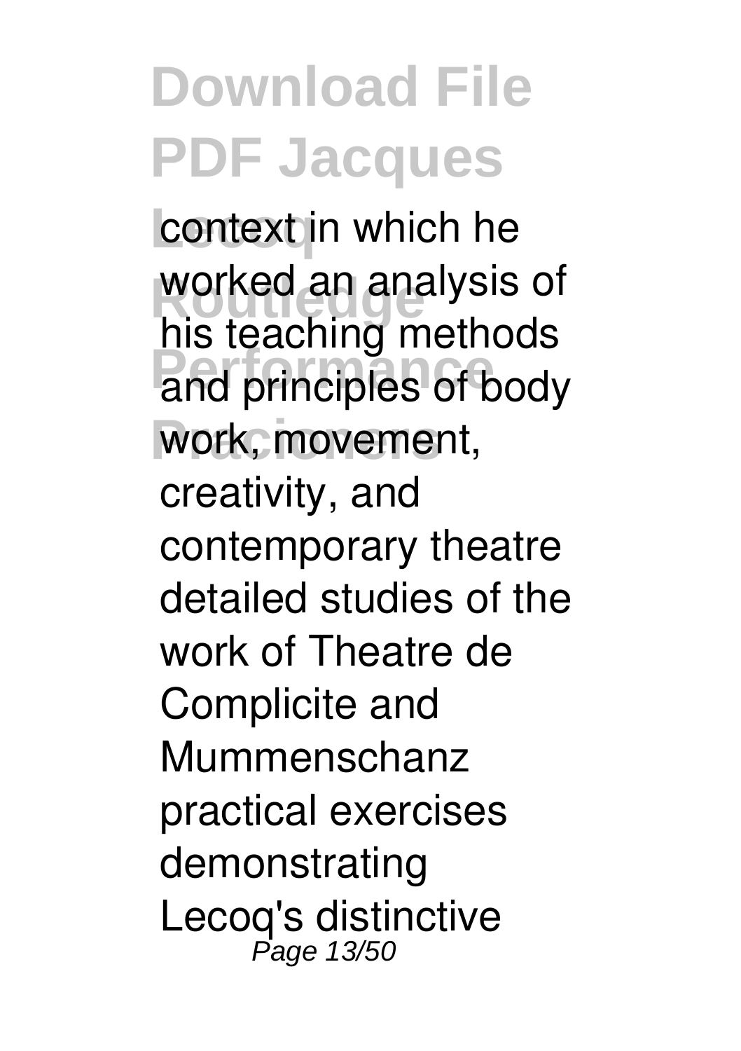context in which he worked an analysis of his teaching methods and principles of body work, movement, creativity, and contemporary theatre detailed studies of the work of Theatre de Complicite and Mummenschanz practical exercises demonstrating Lecoq's distinctive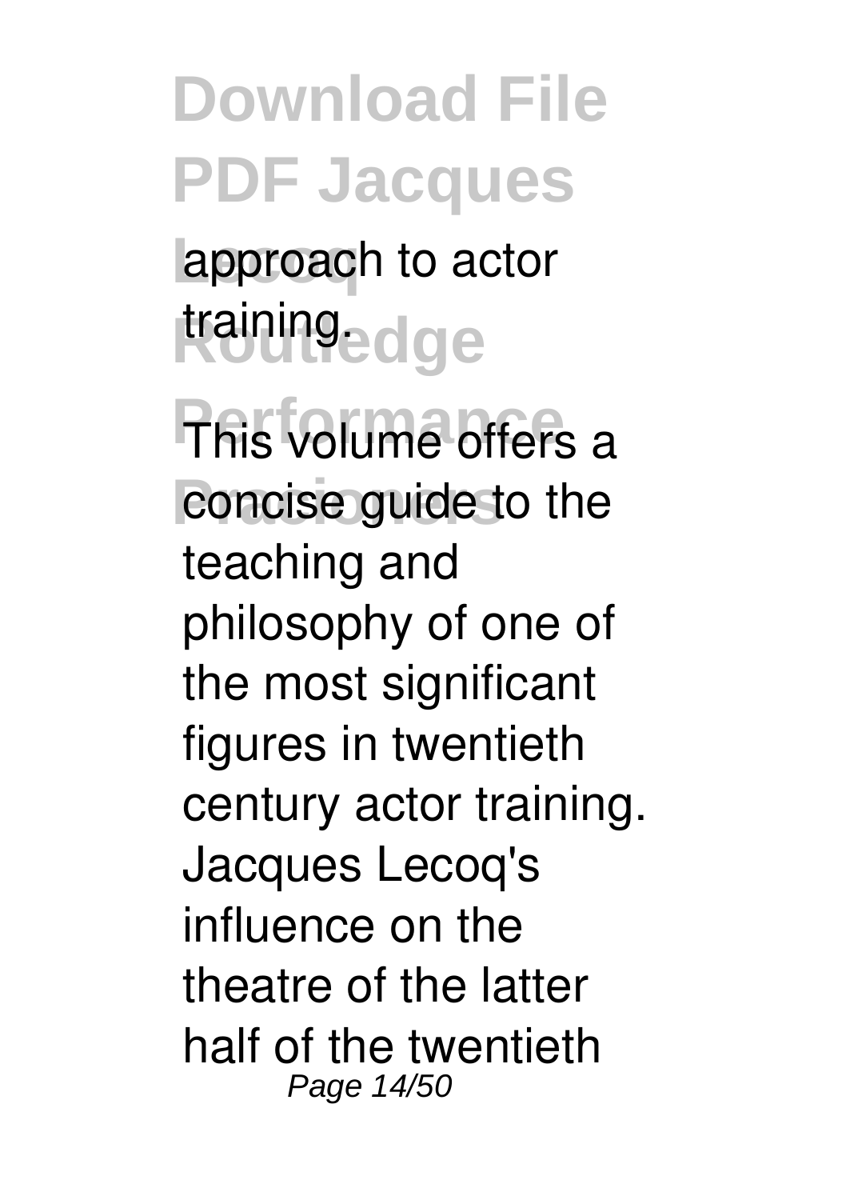approach to actor training.

This volume offers a concise guide to the teaching and philosophy of one of the most significant figures in twentieth century actor training. Jacques Lecoq's influence on the theatre of the latter half of the twentieth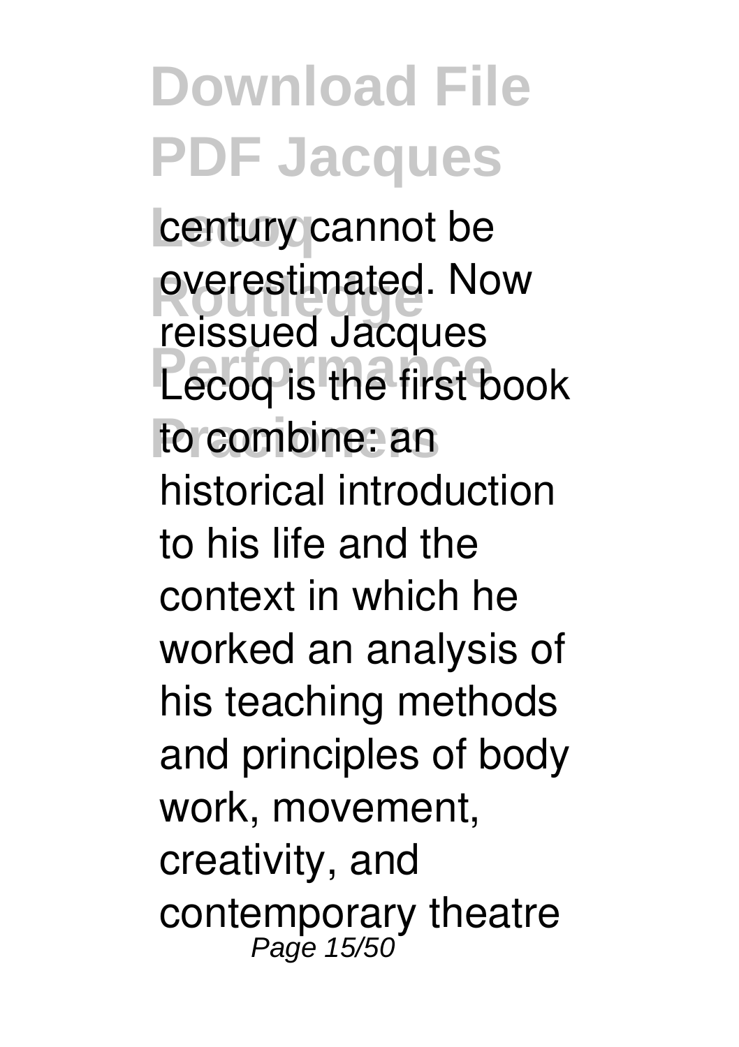century cannot be overestimated. Now reissued Jacques Lecoq is the first book to combine: an historical introduction to his life and the context in which he worked an analysis of his teaching methods and principles of body work, movement, creativity, and contemporary theatre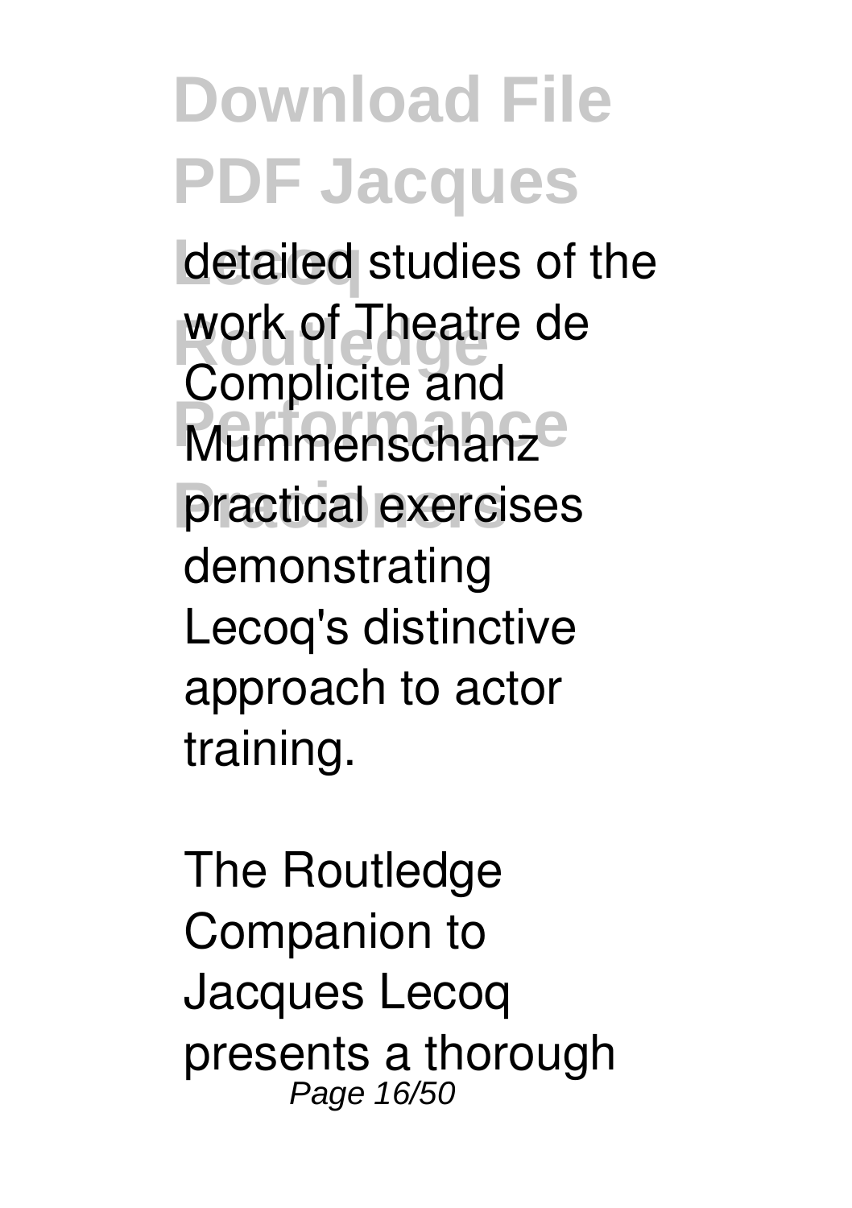detailed studies of the work of Theatre de Complicite and Mummenschanz practical exercises demonstrating Lecoq's distinctive approach to actor training.

The Routledge Companion to Jacques Lecoq presents a thorough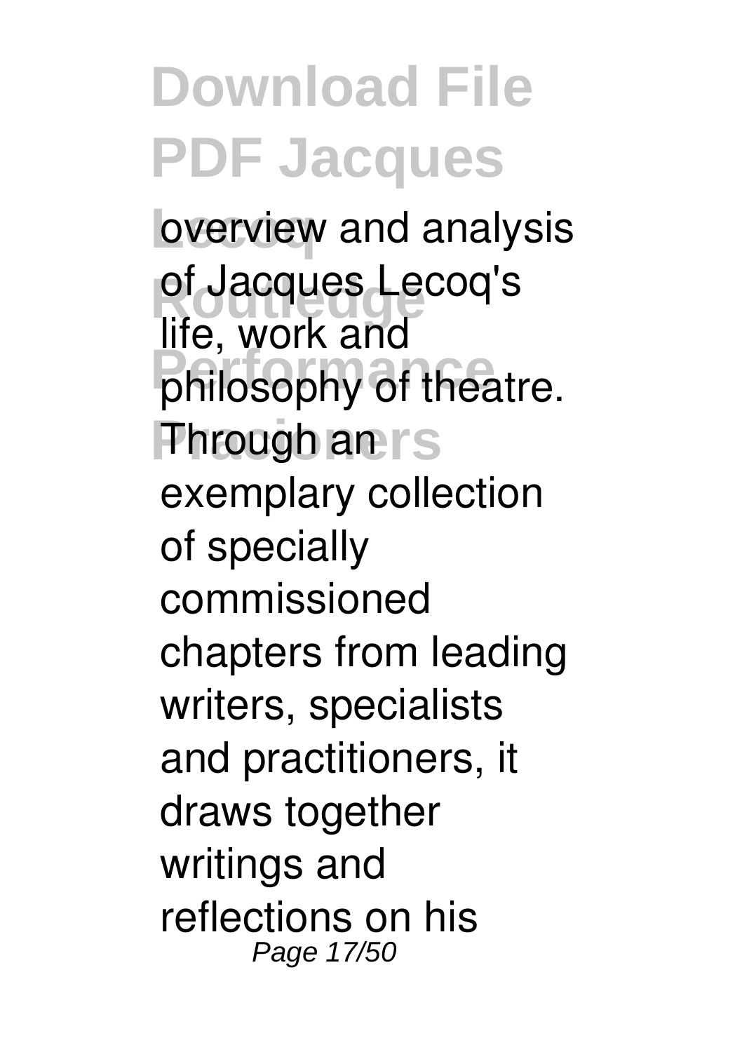overview and analysis of Jacques Lecoq's life, work and philosophy of theatre. Through an exemplary collection of specially commissioned chapters from leading writers, specialists and practitioners, it draws together writings and reflections on his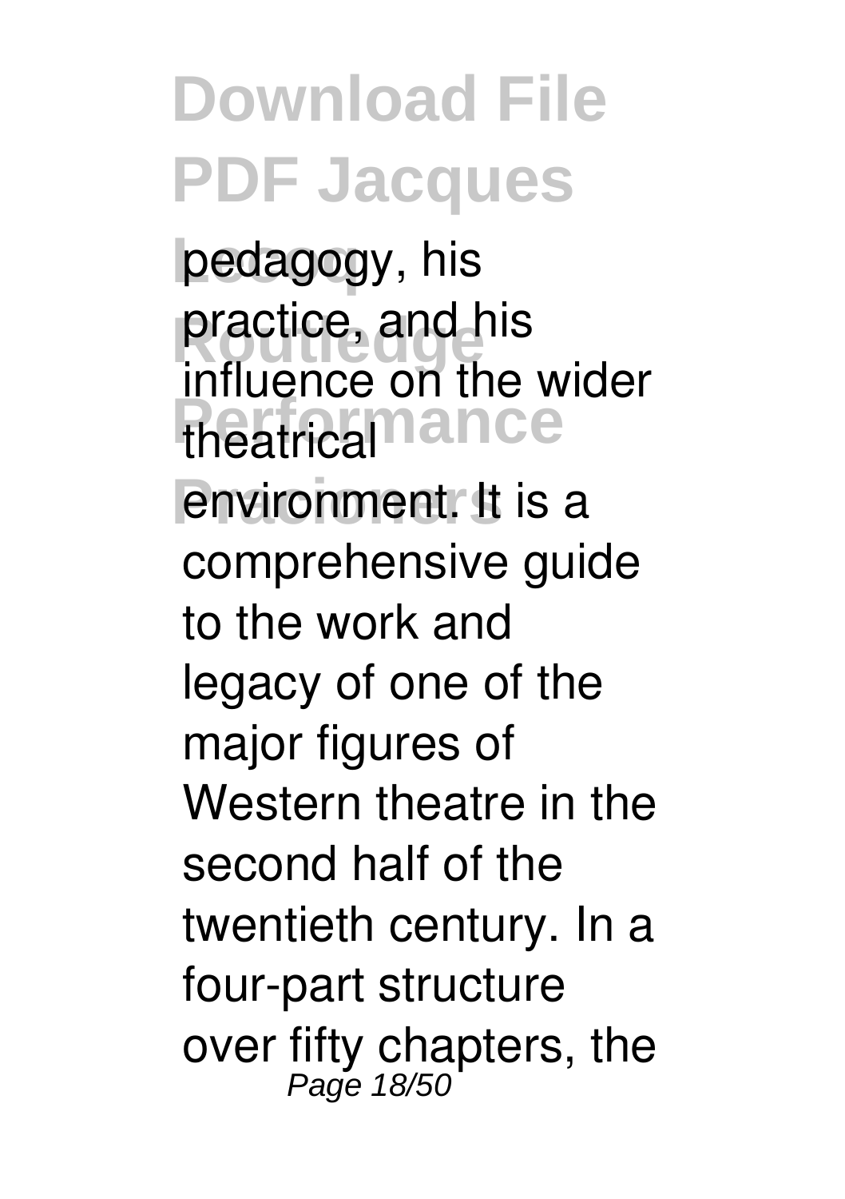pedagogy, his practice, and his influence on the wider theatrical environment. It is a comprehensive guide to the work and legacy of one of the major figures of Western theatre in the second half of the twentieth century. In a four-part structure over fifty chapters, the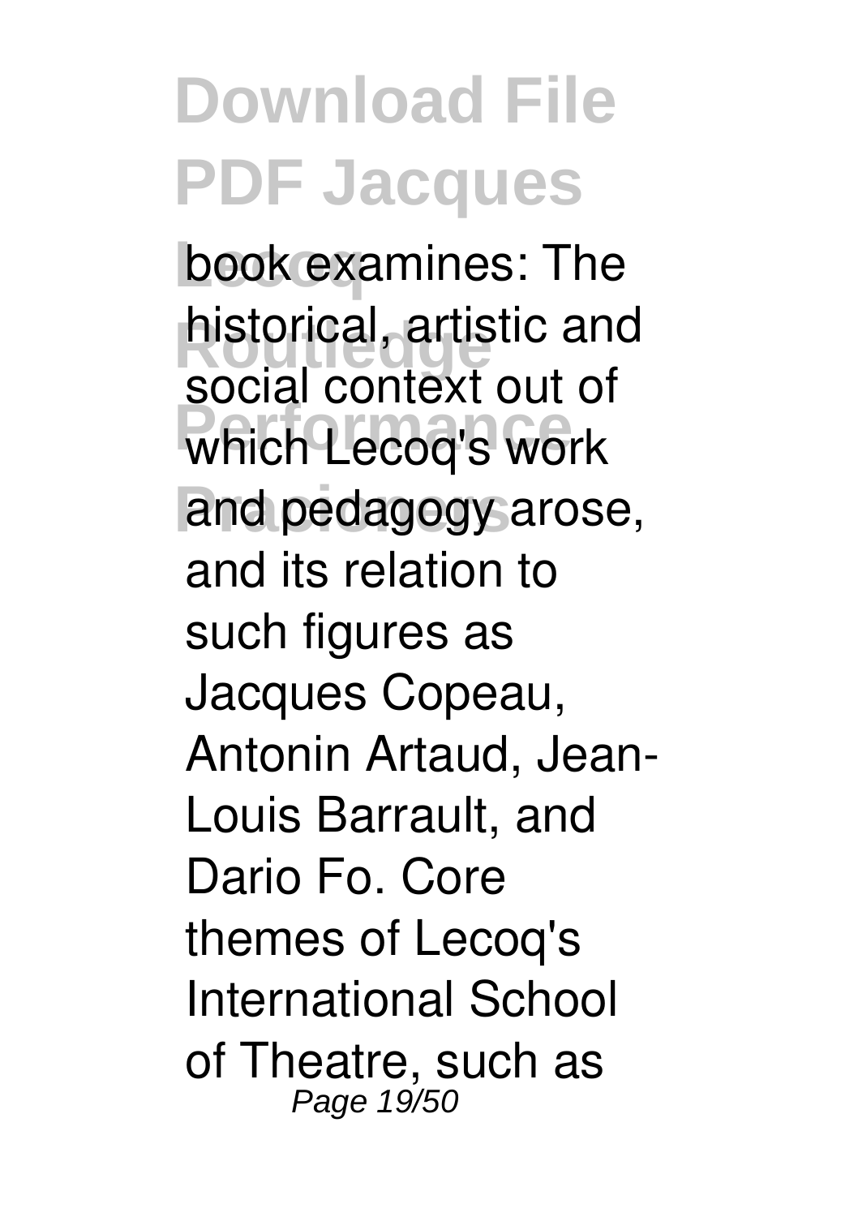book examines: The historical, artistic and social context out of which Lecoq's work and pedagogy arose, and its relation to such figures as Jacques Copeau, Antonin Artaud, Jean-Louis Barrault, and Dario Fo. Core themes of Lecoq's International School of Theatre, such as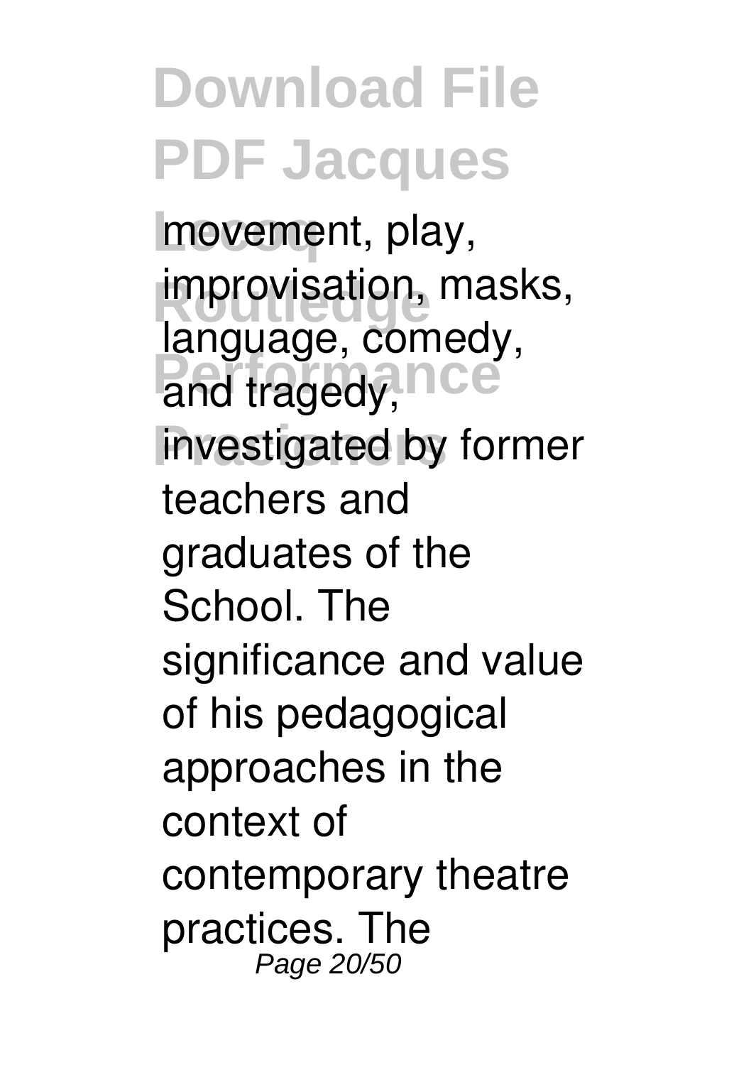movement, play, improvisation, masks, language, comedy, and tragedy, investigated by former teachers and graduates of the School. The significance and value of his pedagogical approaches in the context of contemporary theatre practices. The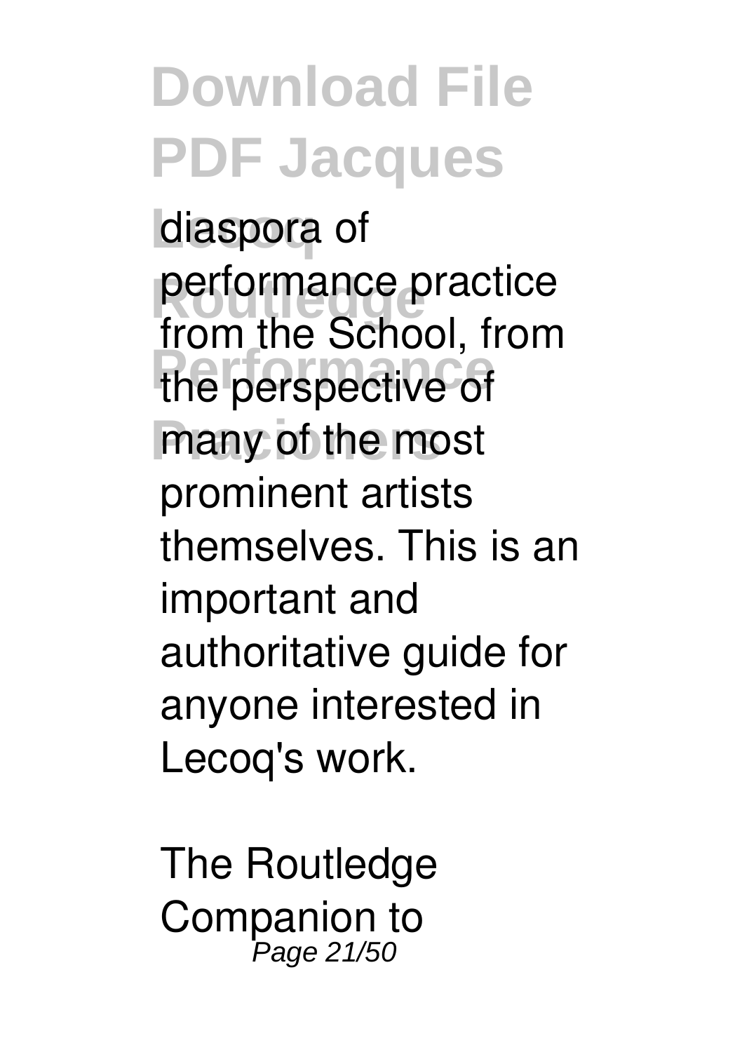diaspora of performance practice from the School, from the perspective of many of the most prominent artists themselves. This is an important and authoritative guide for anyone interested in Lecoq's work.

The Routledge Companion to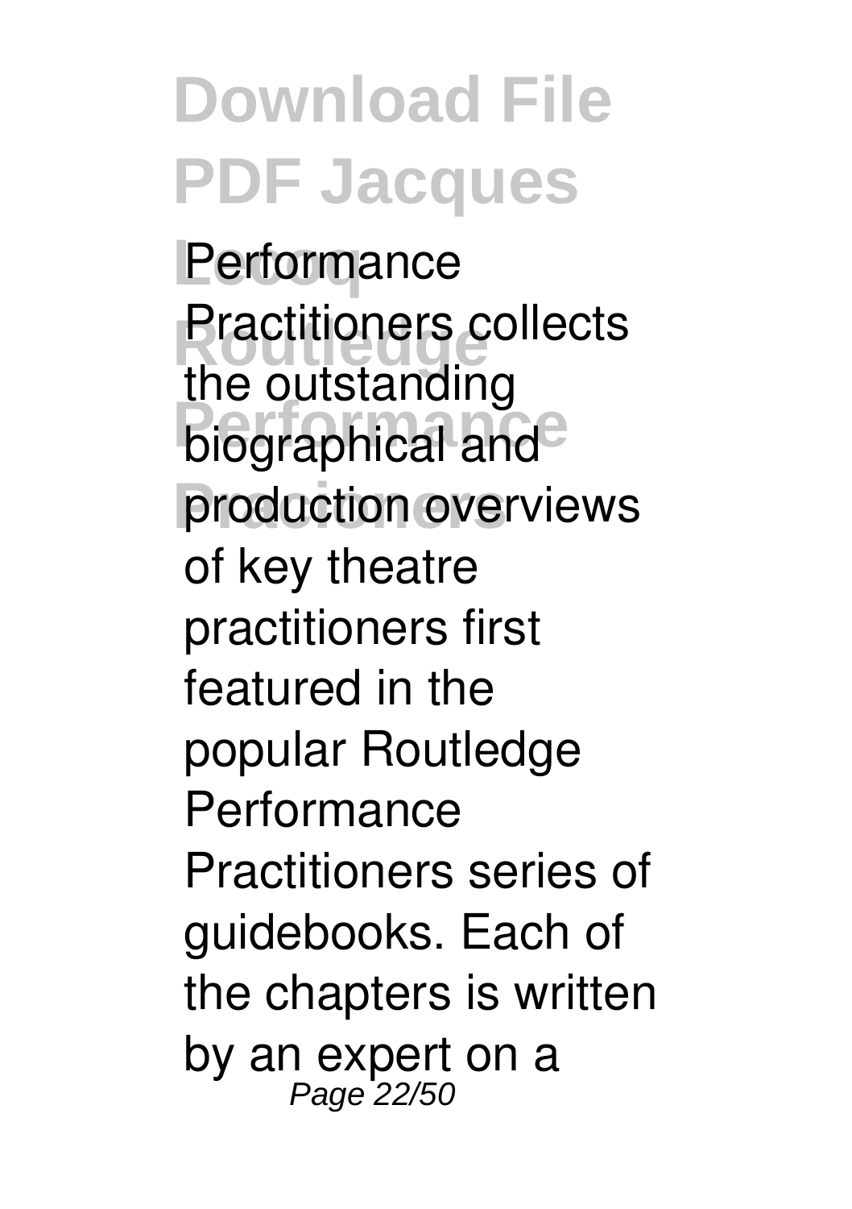Performance Practitioners collects the outstanding biographical and production overviews of key theatre practitioners first featured in the popular Routledge Performance Practitioners series of guidebooks. Each of the chapters is written by an expert on a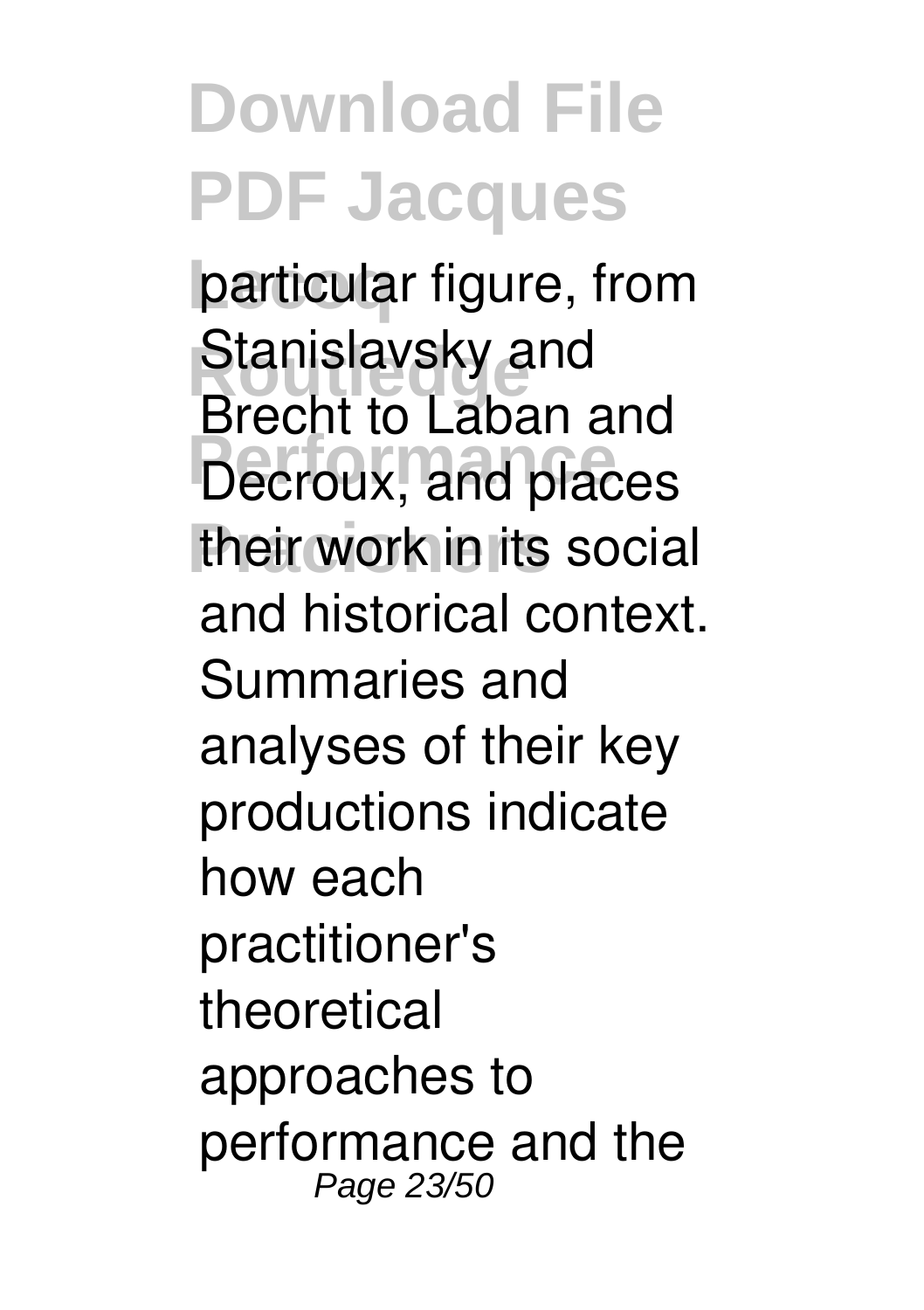particular figure, from Stanislavsky and Brecht to Laban and Decroux, and places their work in its social and historical context. Summaries and analyses of their key productions indicate how each practitioner's theoretical approaches to performance and the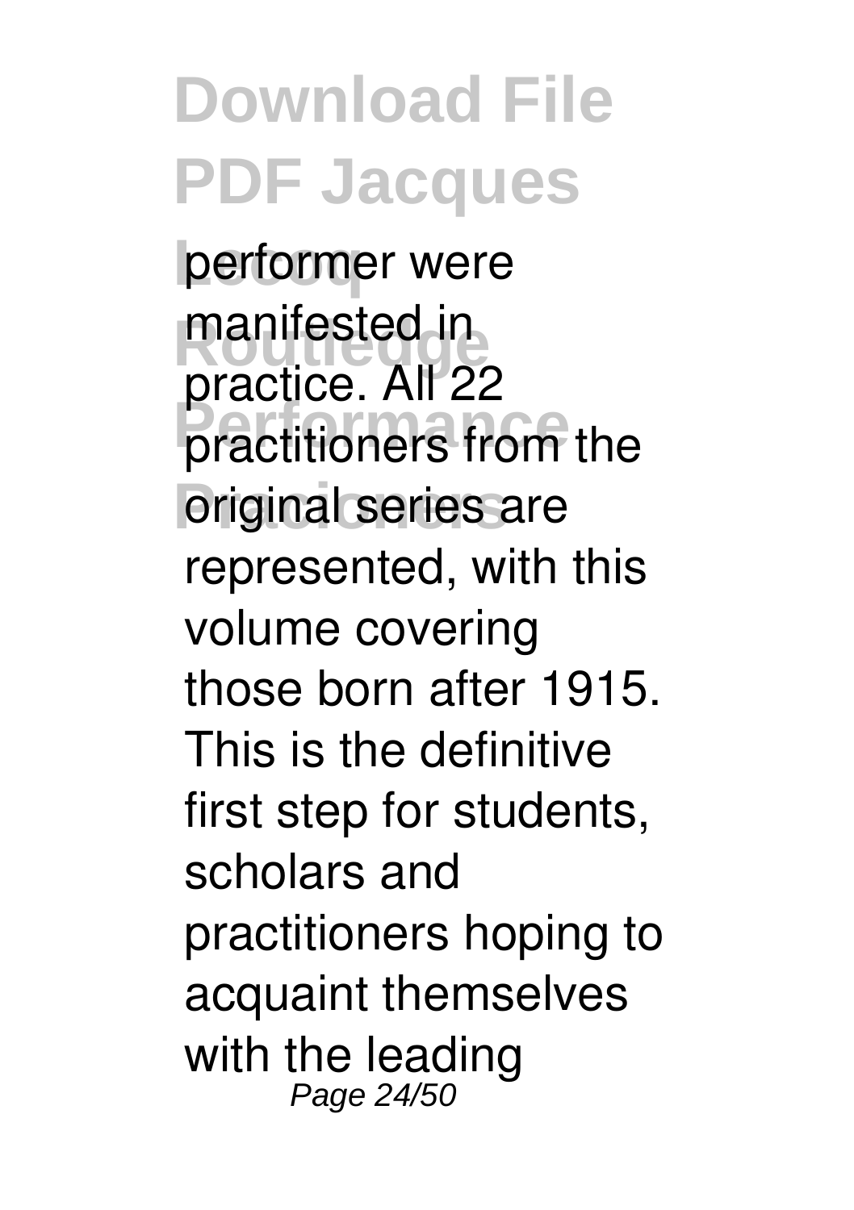performer were manifested in practice. All 22 practitioners from the original series are represented, with this volume covering those born after 1915. This is the definitive first step for students, scholars and practitioners hoping to acquaint themselves with the leading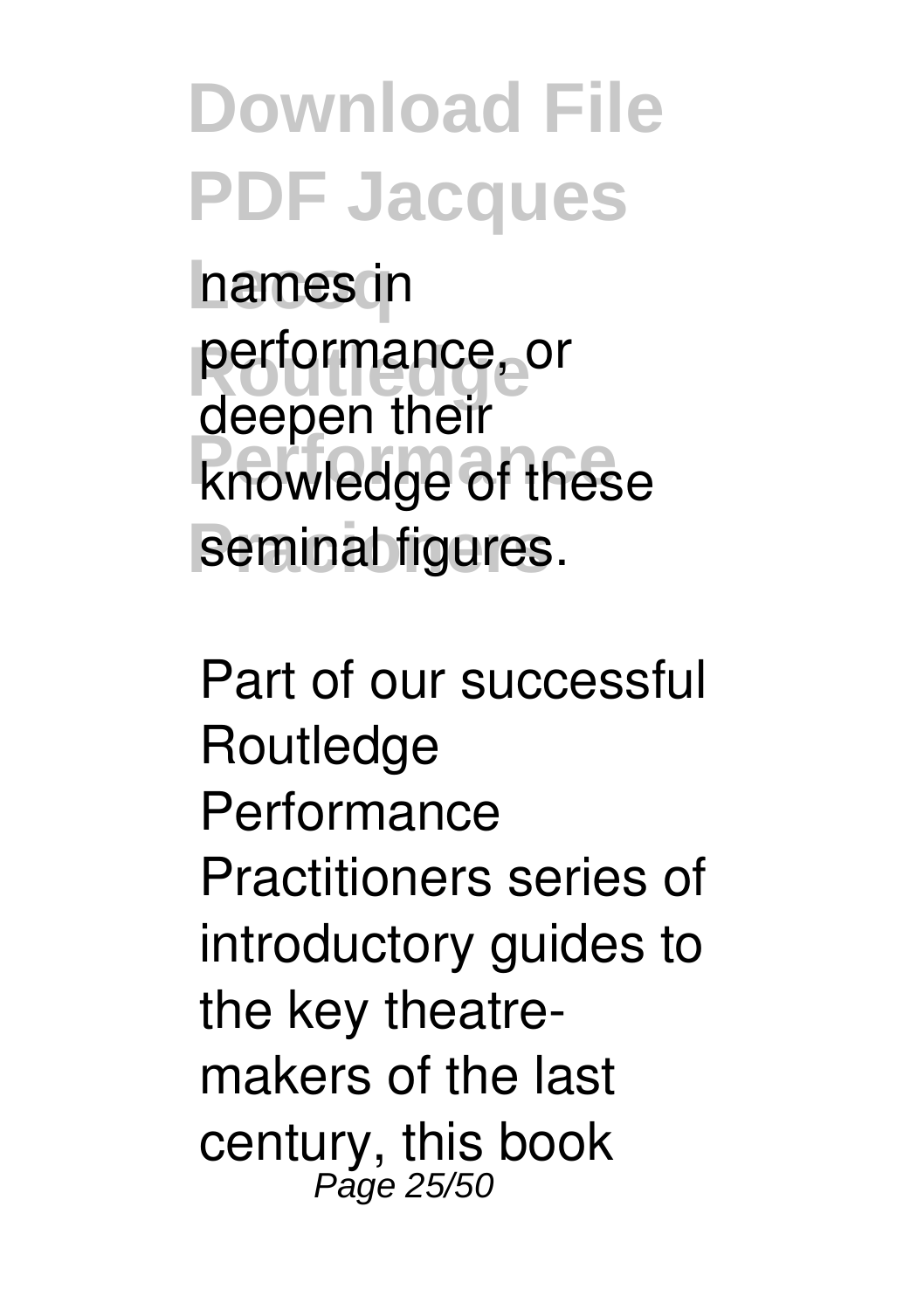names in performance, or deepen their knowledge of these seminal figures.

Part of our successful Routledge Performance Practitioners series of introductory guides to the key theatre-makers of the last century, this book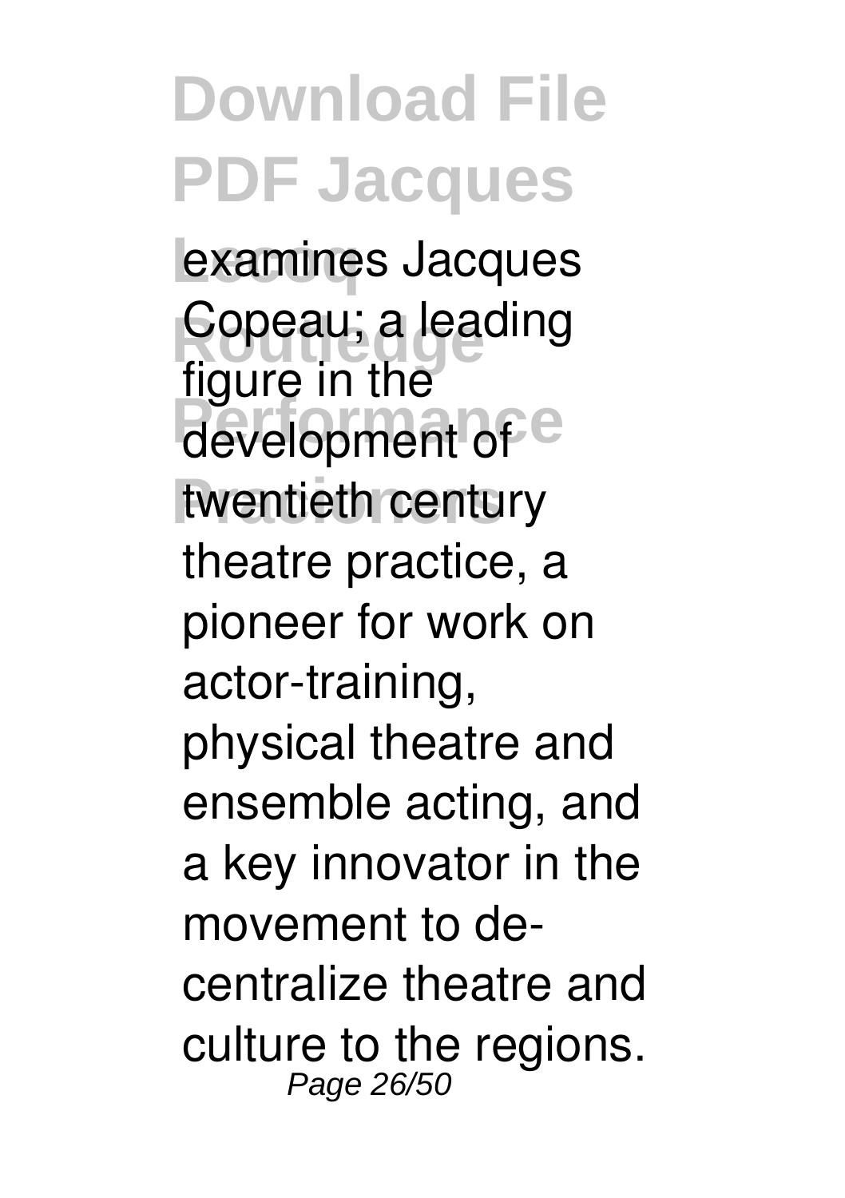examines Jacques Copeau; a leading figure in the development of twentieth century theatre practice, a pioneer for work on actor-training, physical theatre and ensemble acting, and a key innovator in the movement to de-centralize theatre and culture to the regions.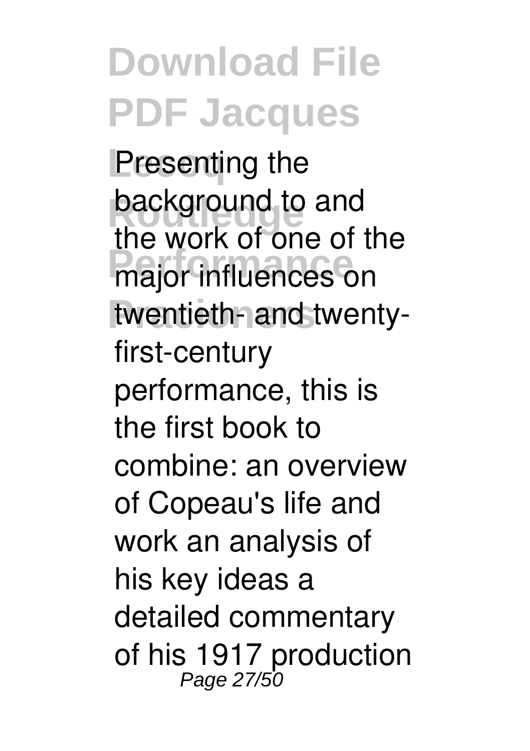Presenting the background to and the work of one of the major influences on twentieth- and twenty-first-century performance, this is the first book to combine: an overview of Copeau's life and work an analysis of his key ideas a detailed commentary of his 1917 production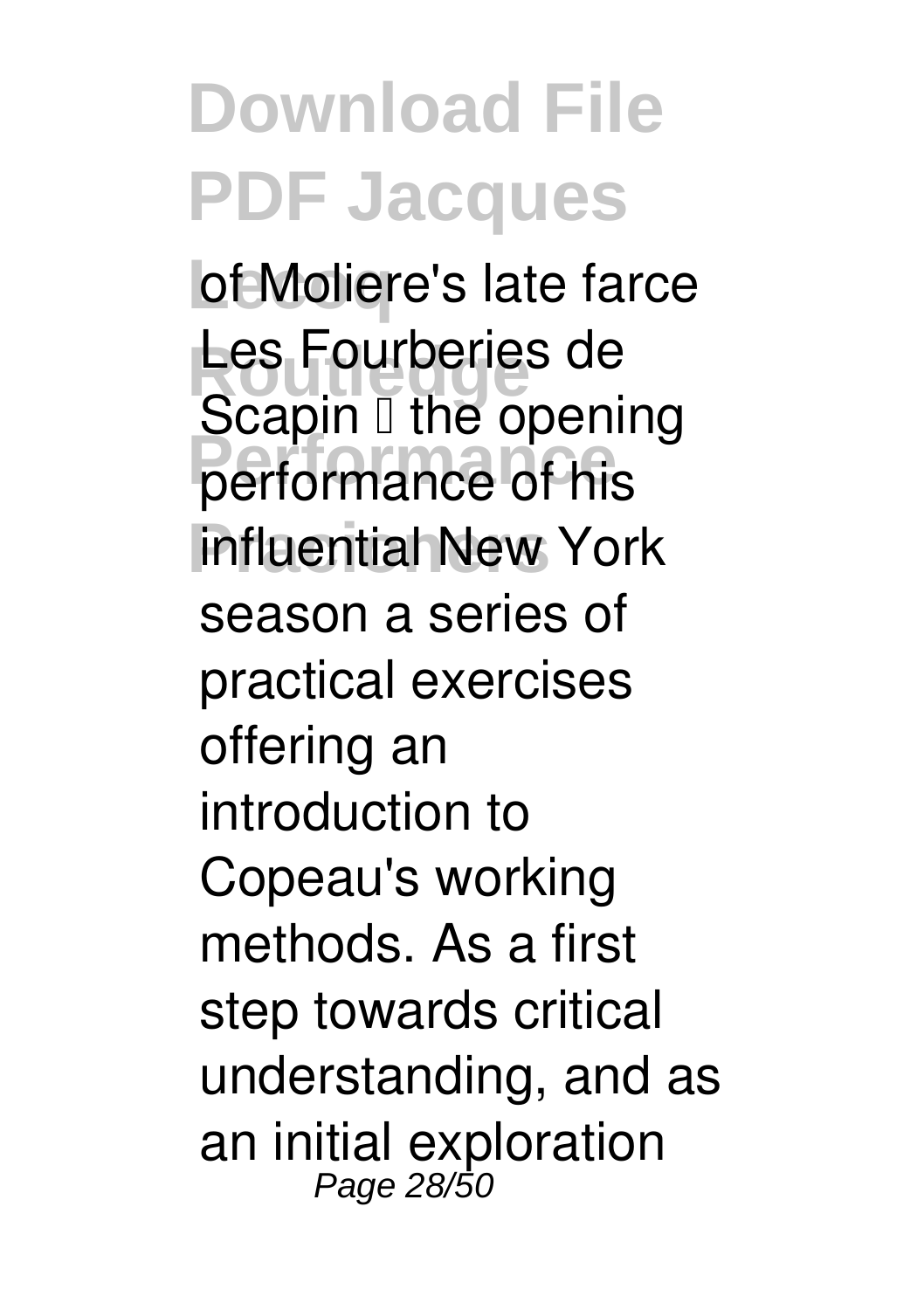of Moliere's late farce Les Fourberies de Scapin  the opening performance of his influential New York season a series of practical exercises offering an introduction to Copeau's working methods. As a first step towards critical understanding, and as an initial exploration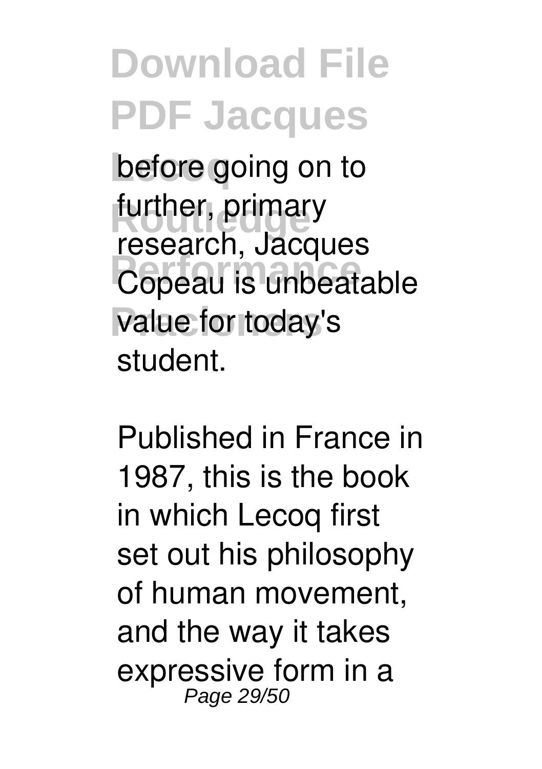before going on to further, primary research, Jacques Copeau is unbeatable value for today's student.

Published in France in 1987, this is the book in which Lecoq first set out his philosophy of human movement, and the way it takes expressive form in a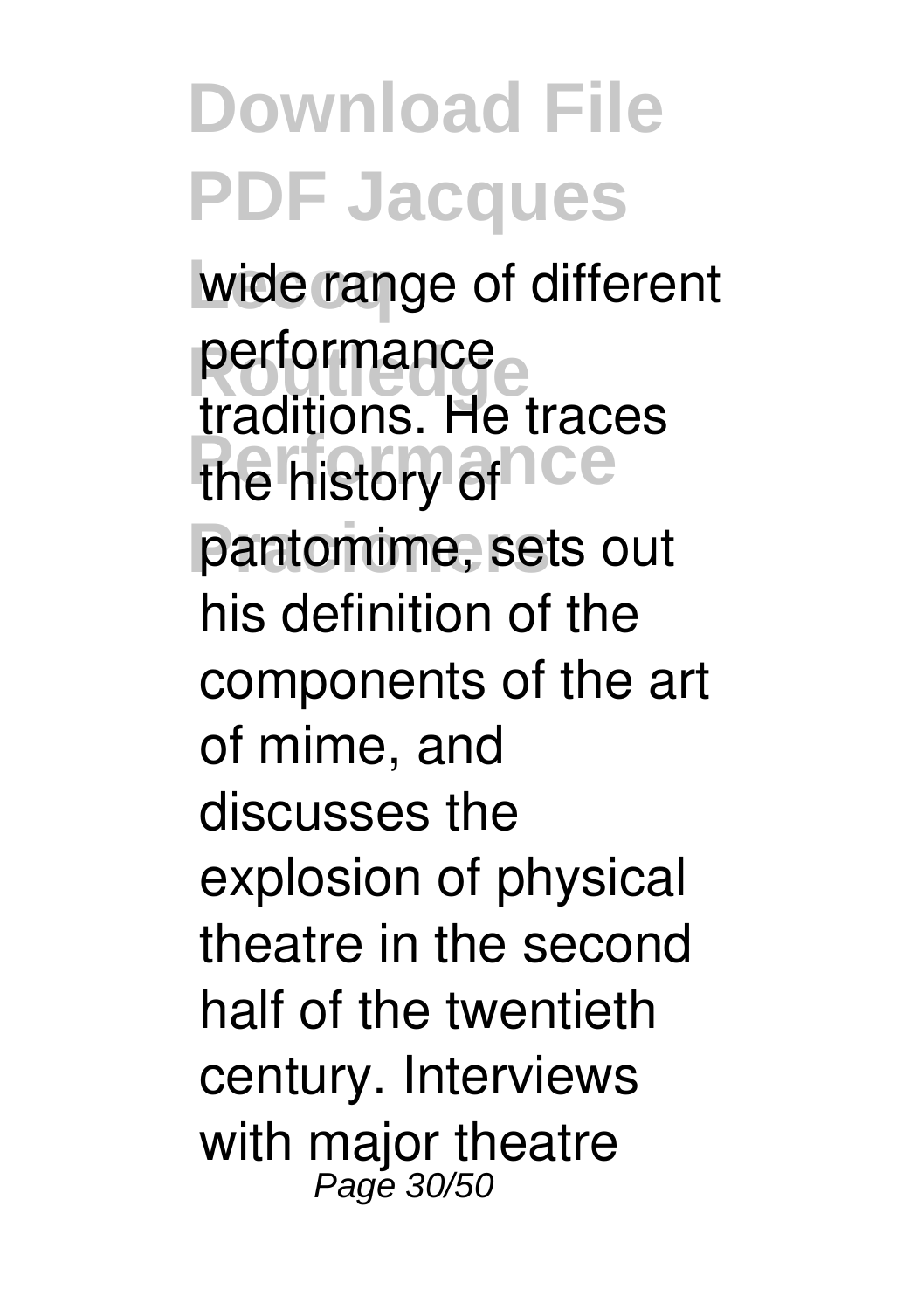wide range of different performance traditions. He traces the history of pantomime, sets out his definition of the components of the art of mime, and discusses the explosion of physical theatre in the second half of the twentieth century. Interviews with major theatre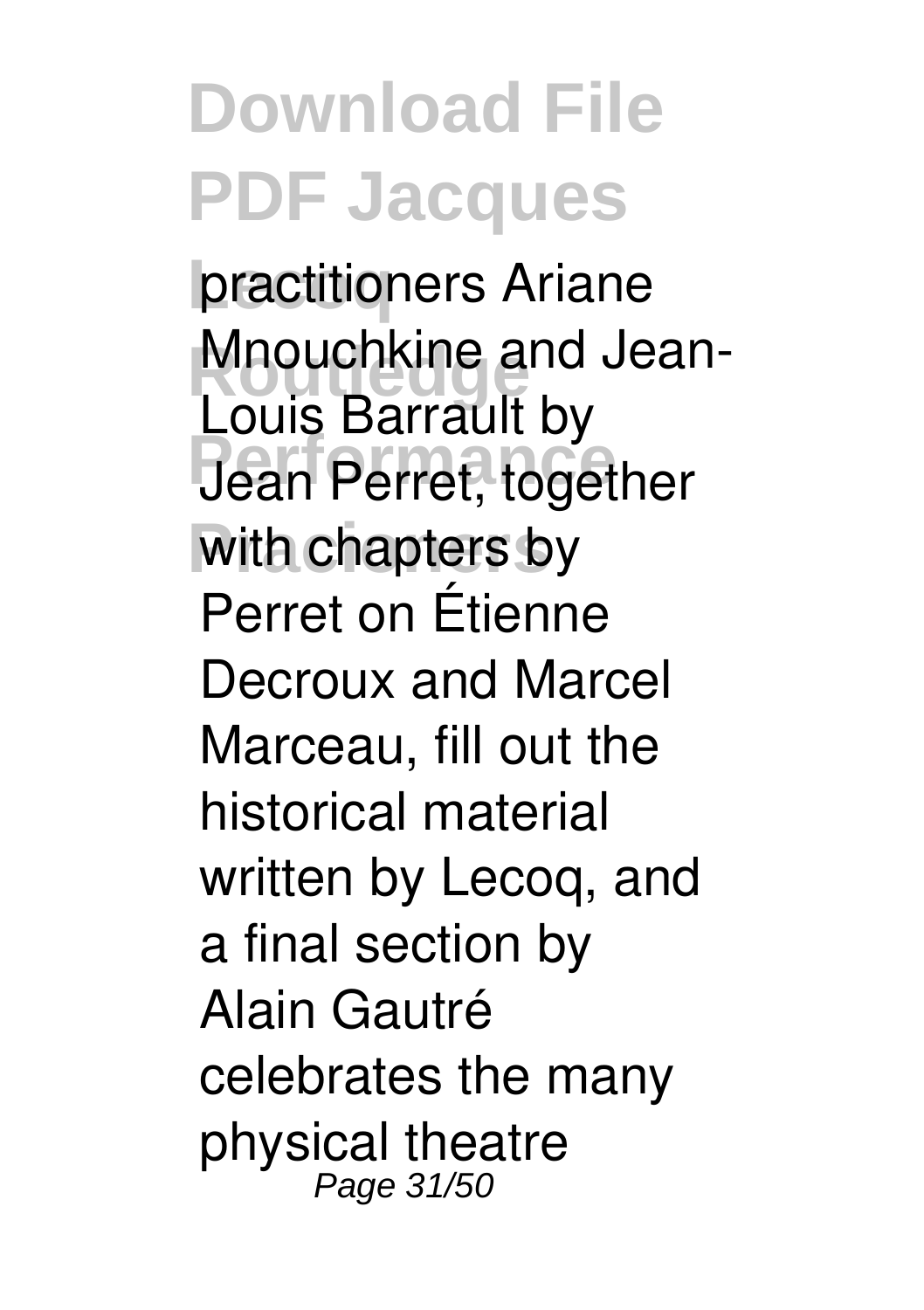practitioners Ariane Mnouchkine and Jean-Louis Barrault by Jean Perret, together with chapters by Perret on Étienne Decroux and Marcel Marceau, fill out the historical material written by Lecoq, and a final section by Alain Gautré celebrates the many physical theatre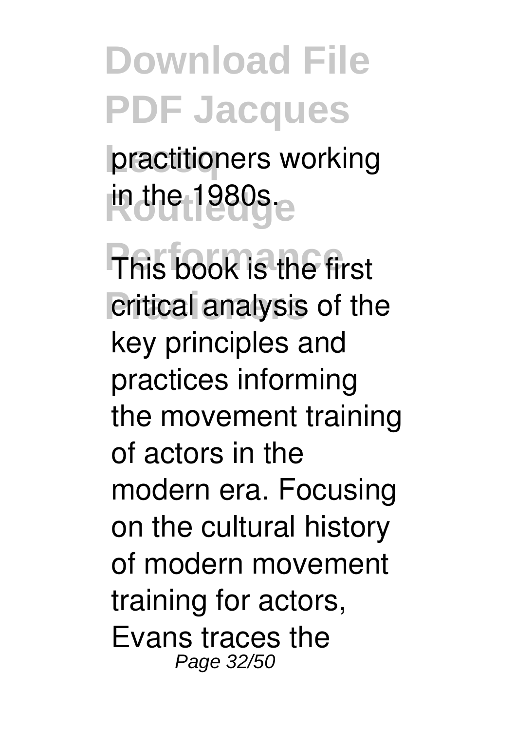practitioners working in the 1980s.

This book is the first critical analysis of the key principles and practices informing the movement training of actors in the modern era. Focusing on the cultural history of modern movement training for actors, Evans traces the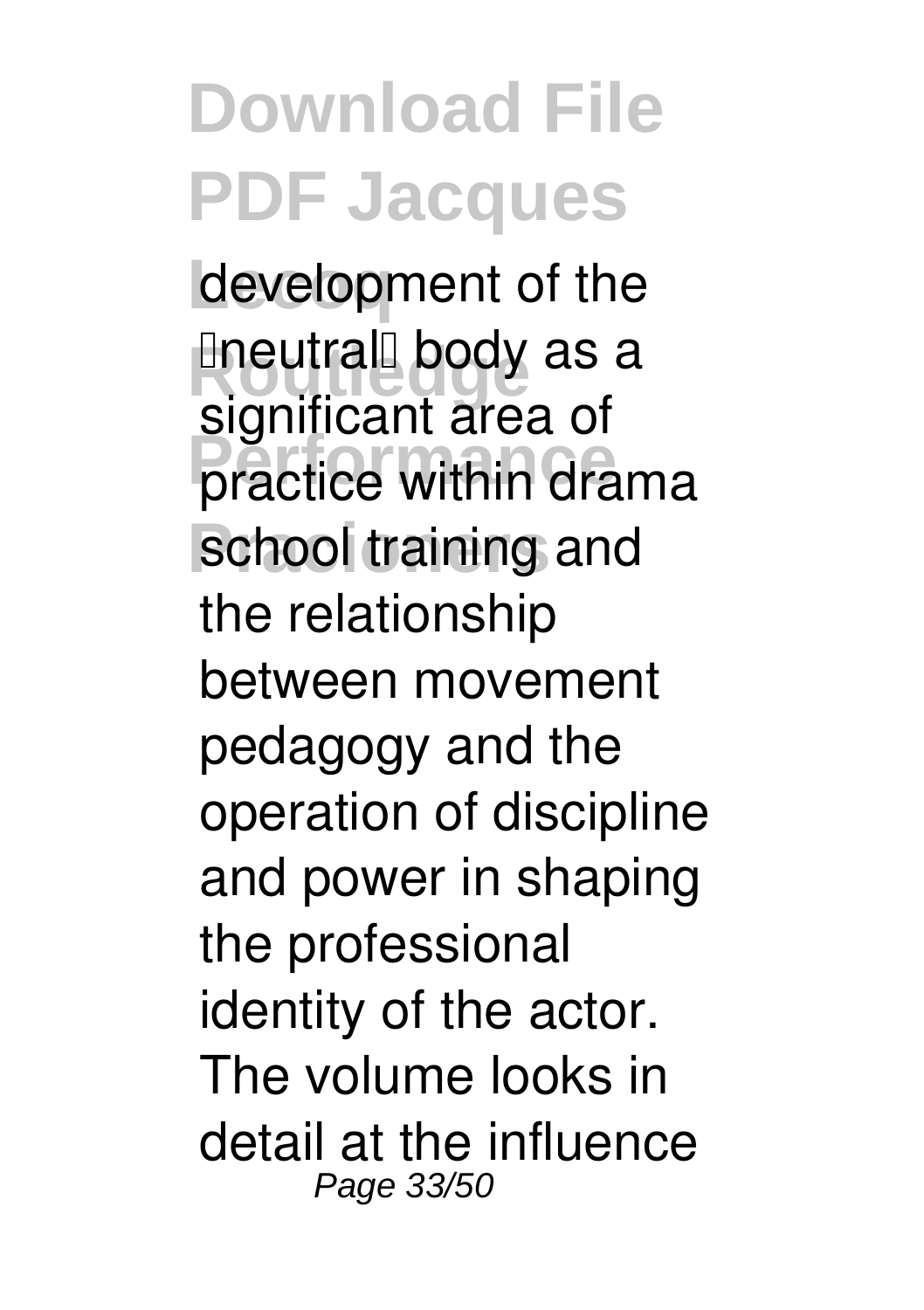development of the 'neutral' body as a significant area of practice within drama school training and the relationship between movement pedagogy and the operation of discipline and power in shaping the professional identity of the actor. The volume looks in detail at the influence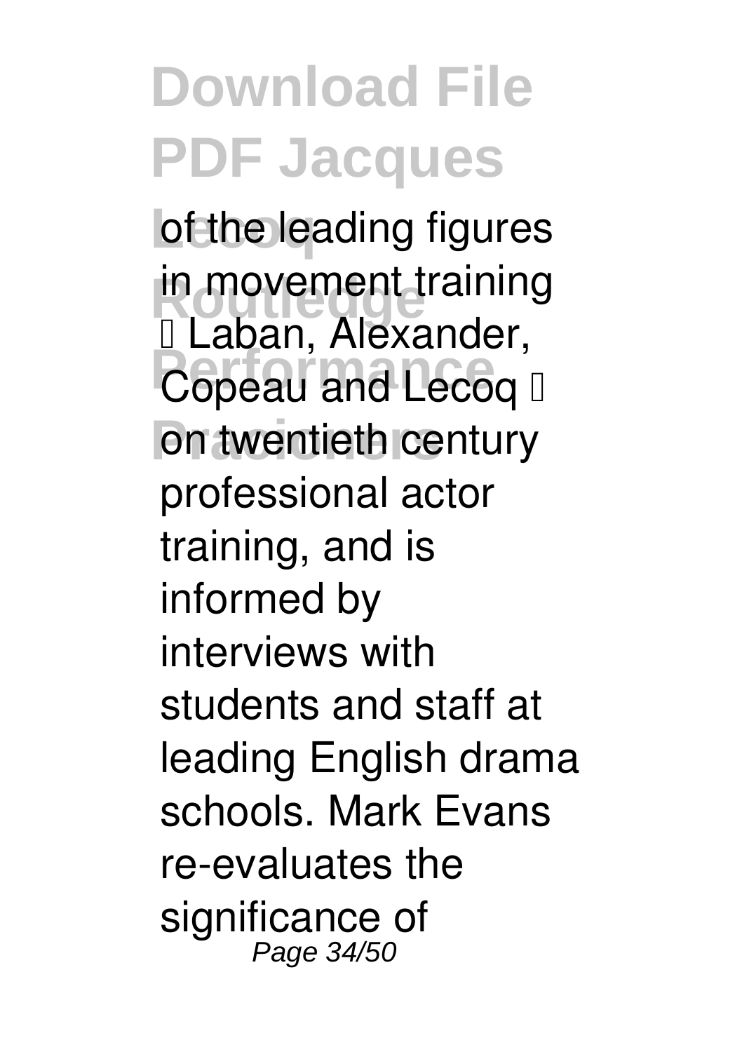of the leading figures in movement training – Laban, Alexander, Copeau and Lecoq – on twentieth century professional actor training, and is informed by interviews with students and staff at leading English drama schools. Mark Evans re-evaluates the significance of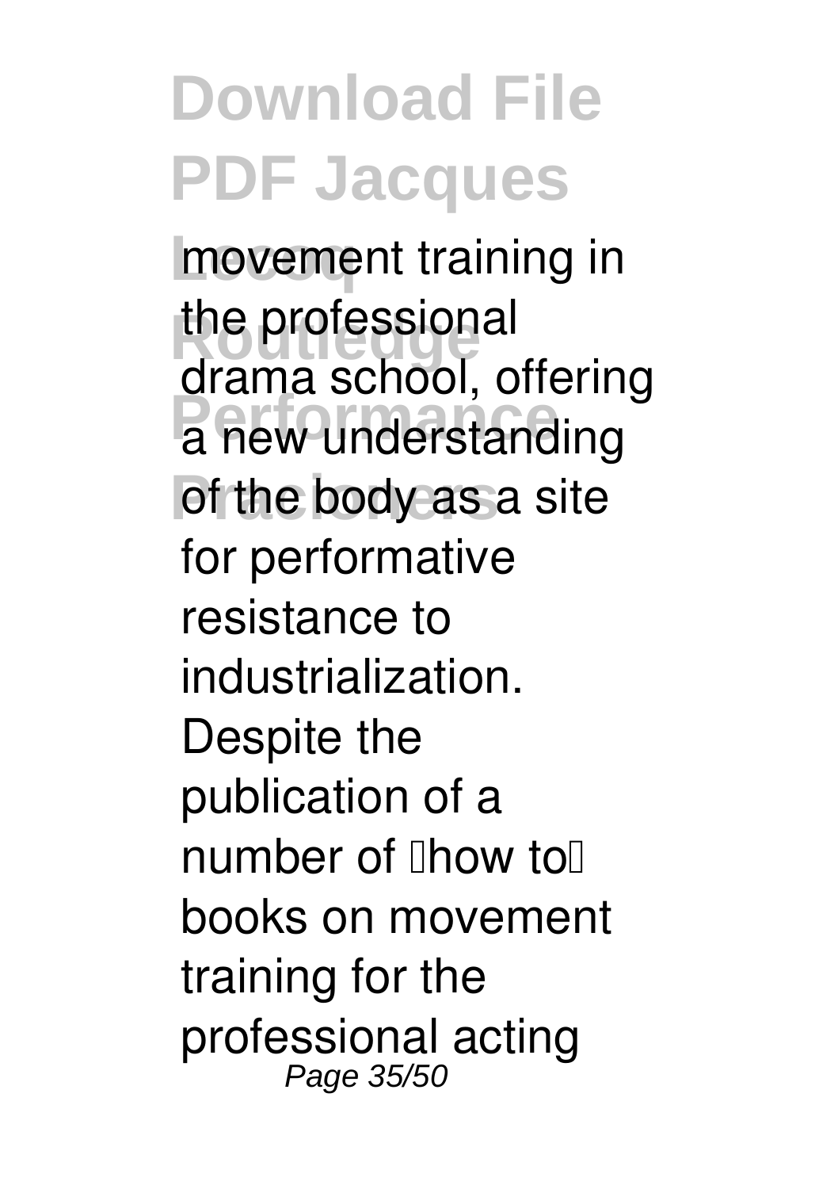movement training in the professional drama school, offering a new understanding of the body as a site for performative resistance to industrialization. Despite the publication of a number of "how to" books on movement training for the professional acting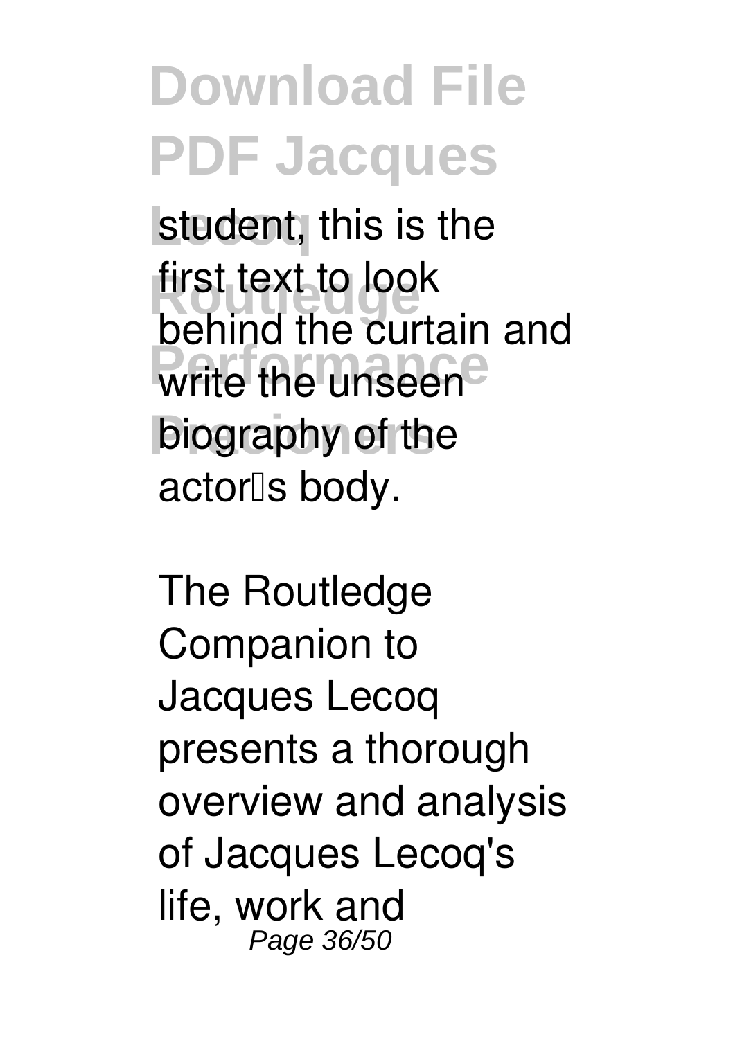student, this is the first text to look behind the curtain and write the unseen biography of the actor's body.

The Routledge Companion to Jacques Lecoq presents a thorough overview and analysis of Jacques Lecoq's life, work and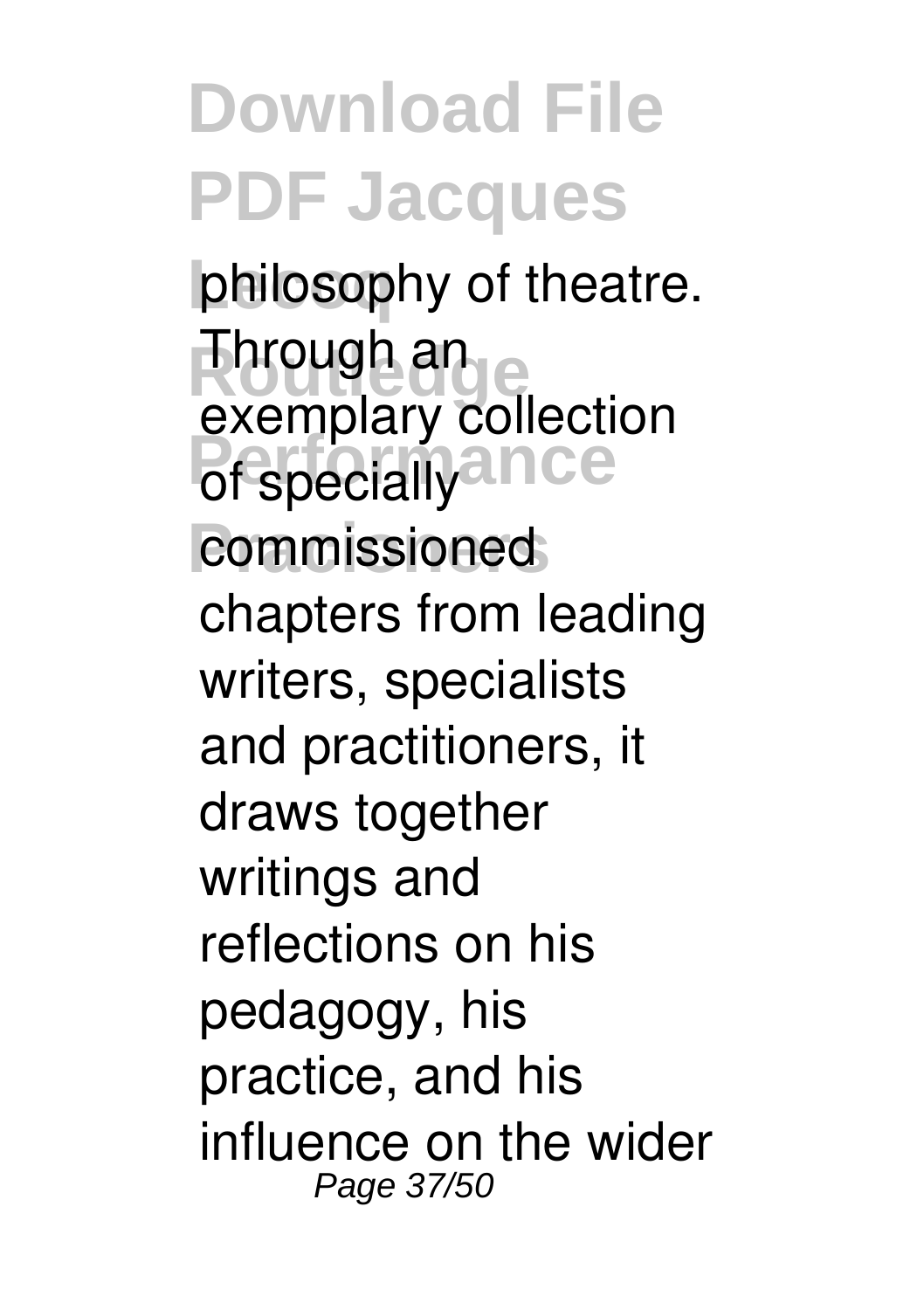philosophy of theatre. Through an exemplary collection of specially commissioned chapters from leading writers, specialists and practitioners, it draws together writings and reflections on his pedagogy, his practice, and his influence on the wider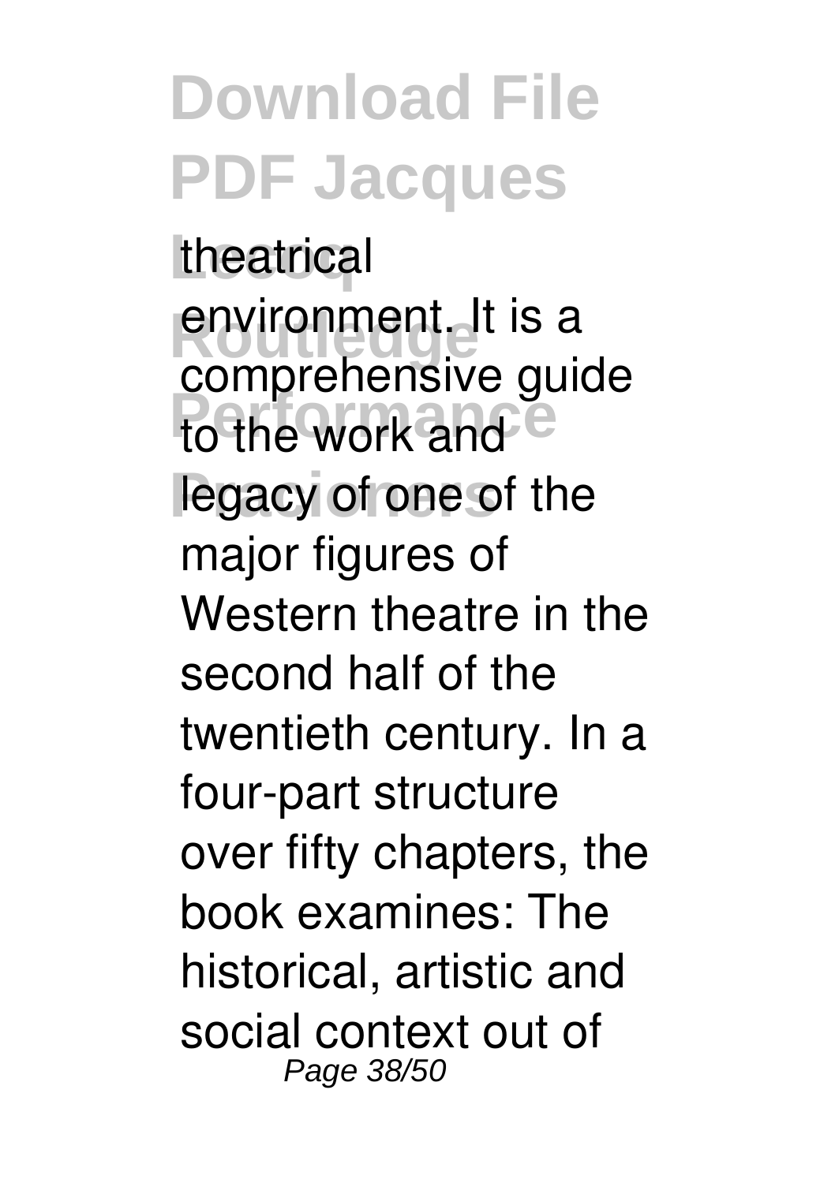theatrical environment. It is a comprehensive guide to the work and legacy of one of the major figures of Western theatre in the second half of the twentieth century. In a four-part structure over fifty chapters, the book examines: The historical, artistic and social context out of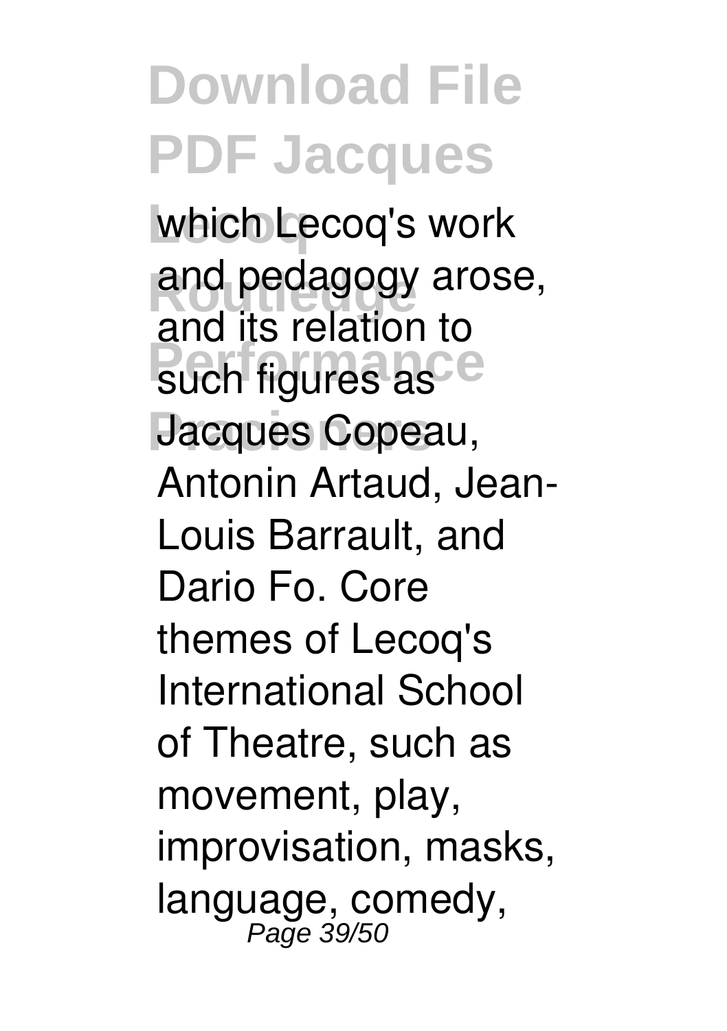which Lecoq's work and pedagogy arose, and its relation to such figures as Jacques Copeau, Antonin Artaud, Jean-Louis Barrault, and Dario Fo. Core themes of Lecoq's International School of Theatre, such as movement, play, improvisation, masks, language, comedy,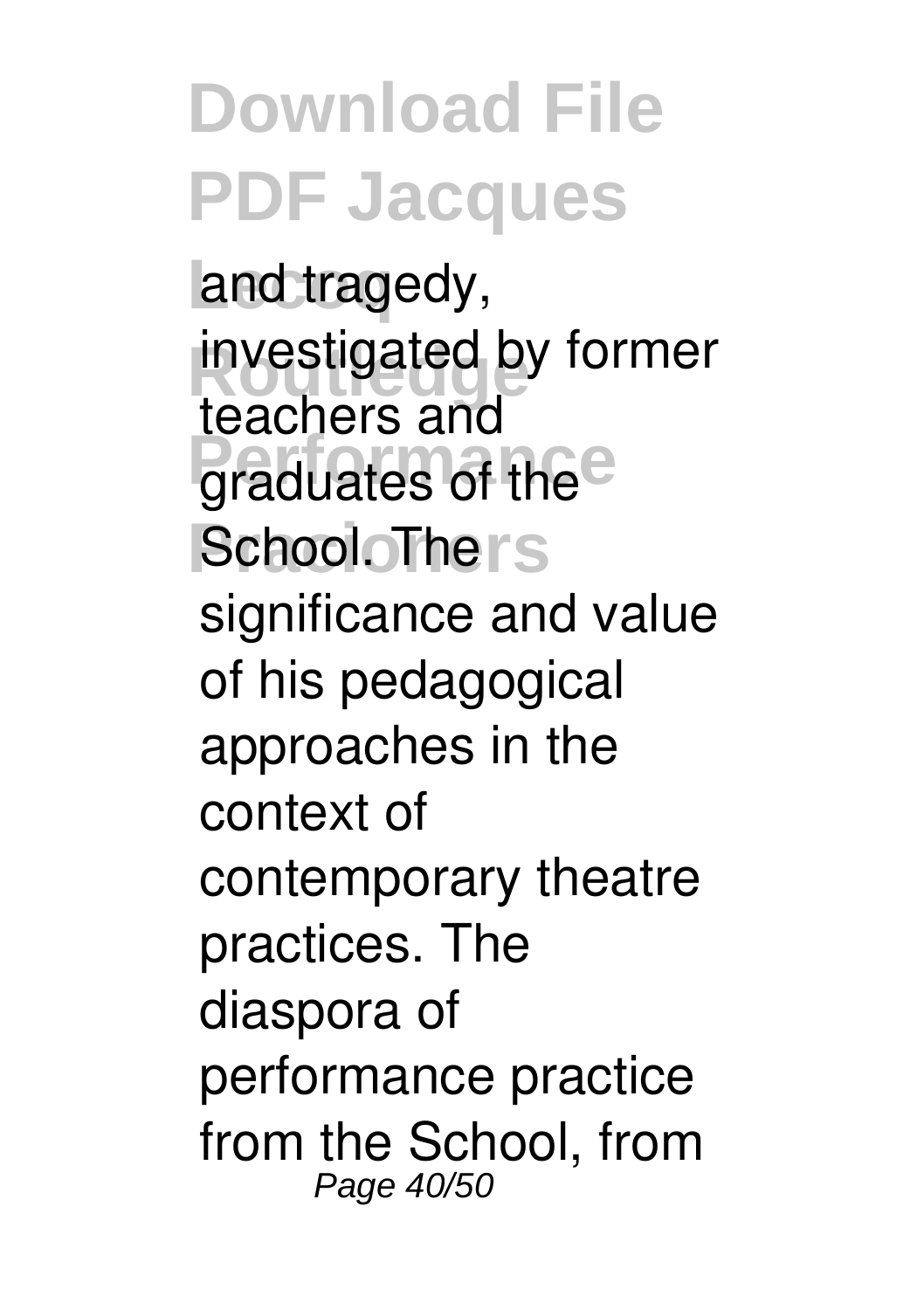and tragedy, investigated by former teachers and graduates of the School. The significance and value of his pedagogical approaches in the context of contemporary theatre practices. The diaspora of performance practice from the School, from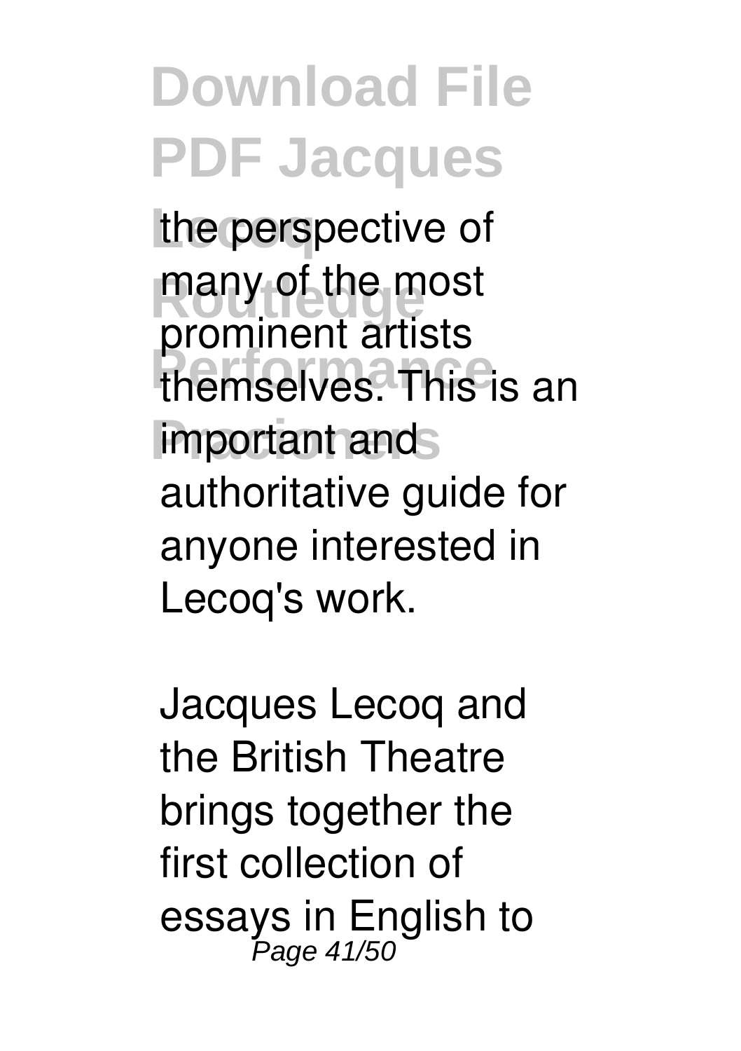the perspective of many of the most prominent artists themselves. This is an important and authoritative guide for anyone interested in Lecoq's work.

Jacques Lecoq and the British Theatre brings together the first collection of essays in English to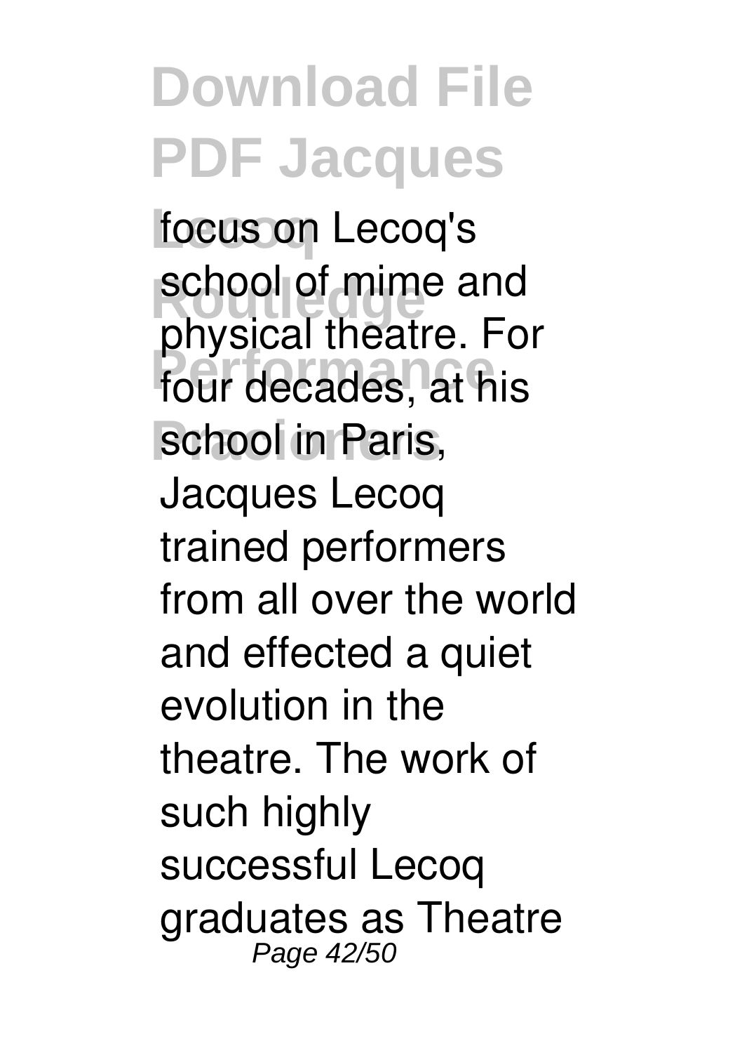focus on Lecoq's school of mime and physical theatre. For four decades, at his school in Paris, Jacques Lecoq trained performers from all over the world and effected a quiet evolution in the theatre. The work of such highly successful Lecoq graduates as Theatre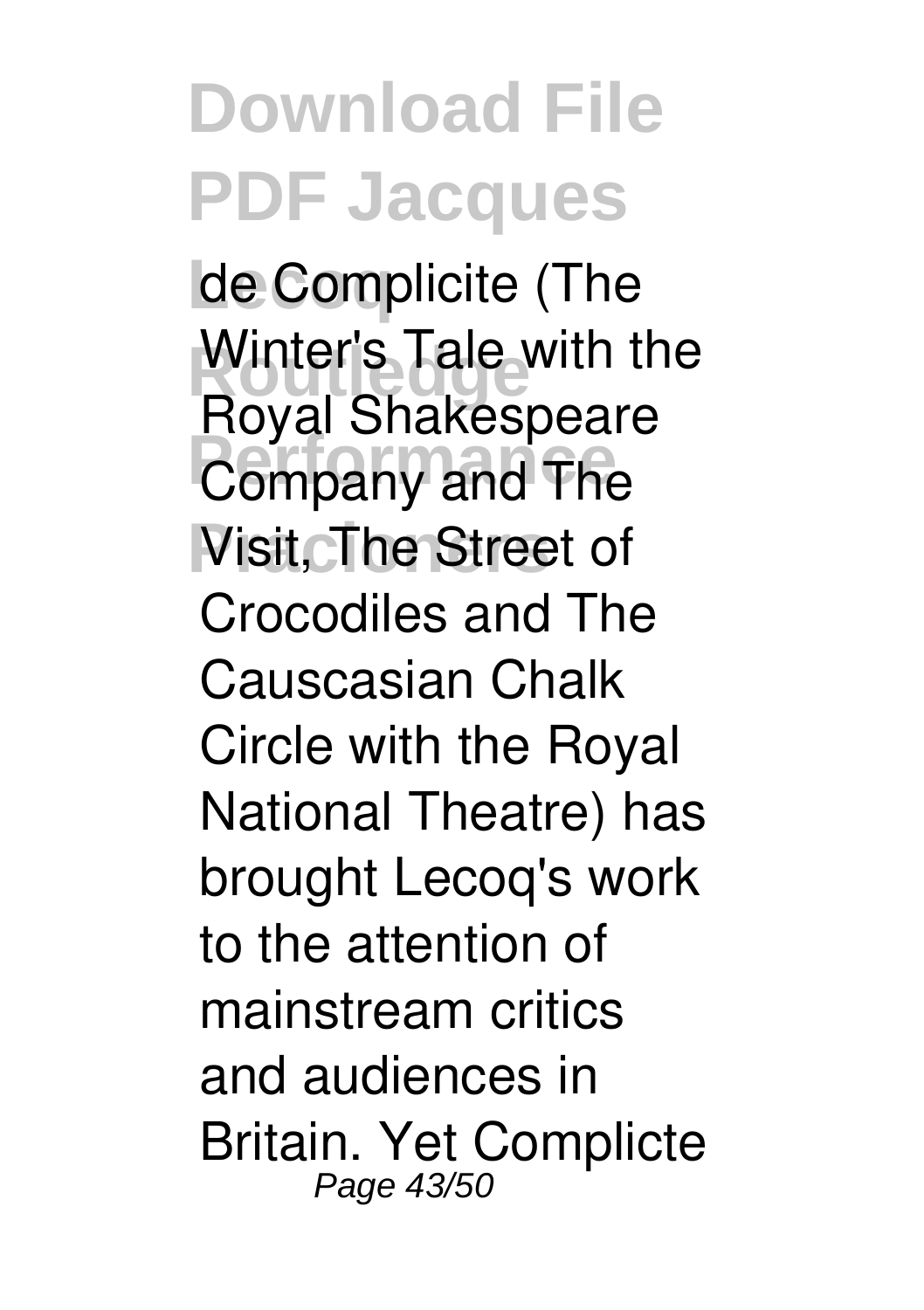de Complicite (The Winter's Tale with the Royal Shakespeare Company and The Visit, The Street of Crocodiles and The Causcasian Chalk Circle with the Royal National Theatre) has brought Lecoq's work to the attention of mainstream critics and audiences in Britain. Yet Complicte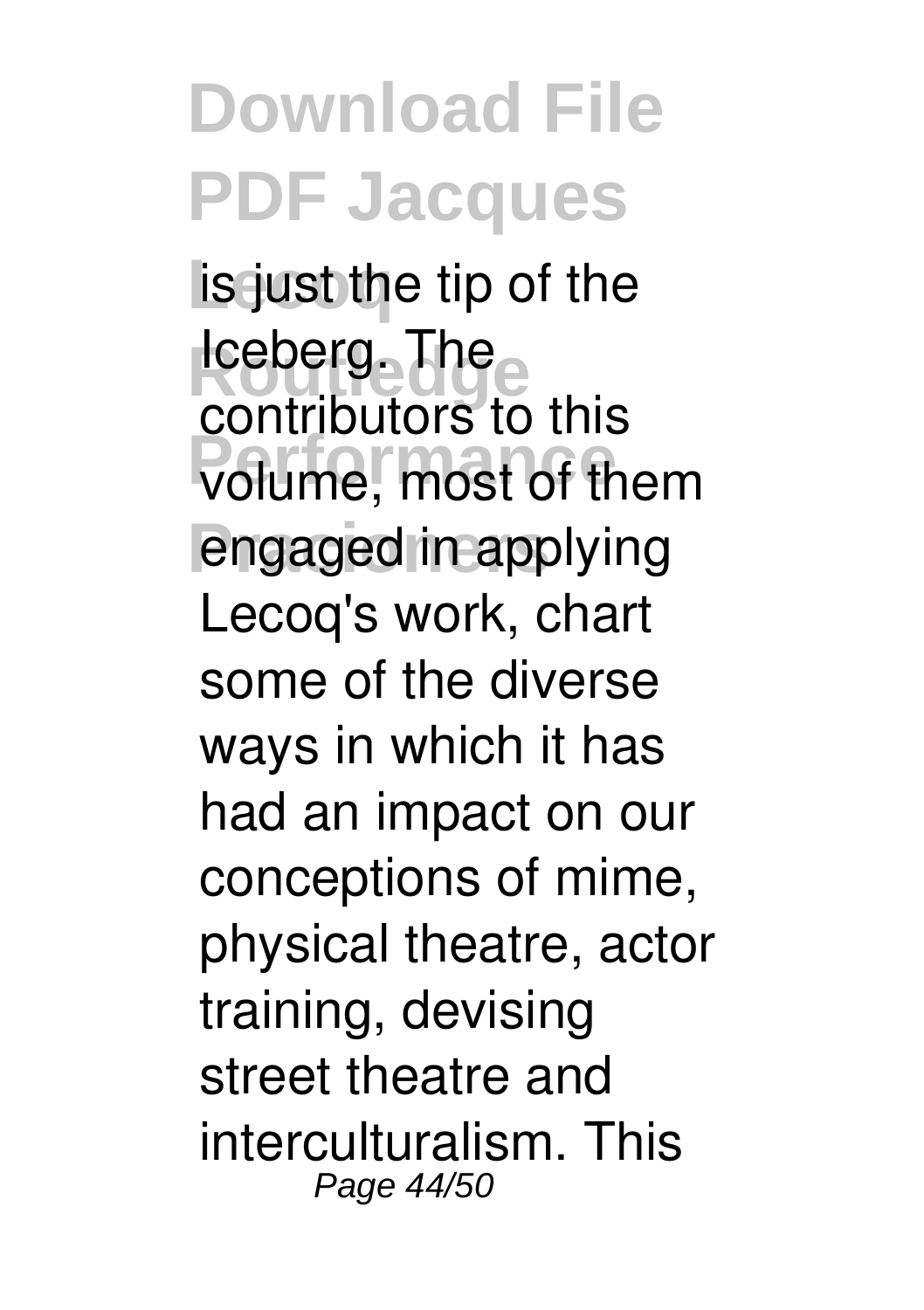is just the tip of the Iceberg. The contributors to this volume, most of them engaged in applying Lecoq's work, chart some of the diverse ways in which it has had an impact on our conceptions of mime, physical theatre, actor training, devising street theatre and interculturalism. This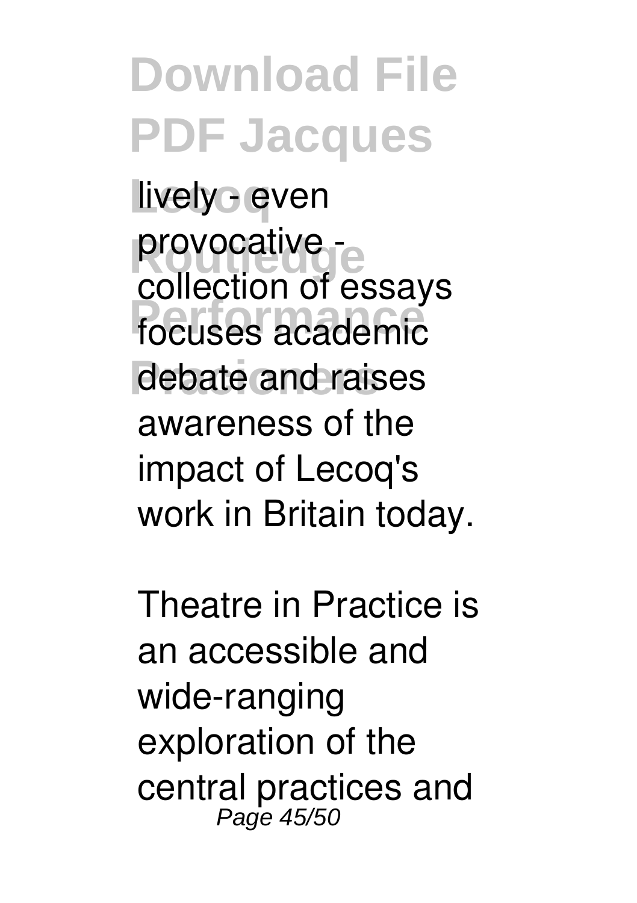lively - even provocative - collection of essays focuses academic debate and raises awareness of the impact of Lecoq's work in Britain today.

Theatre in Practice is an accessible and wide-ranging exploration of the central practices and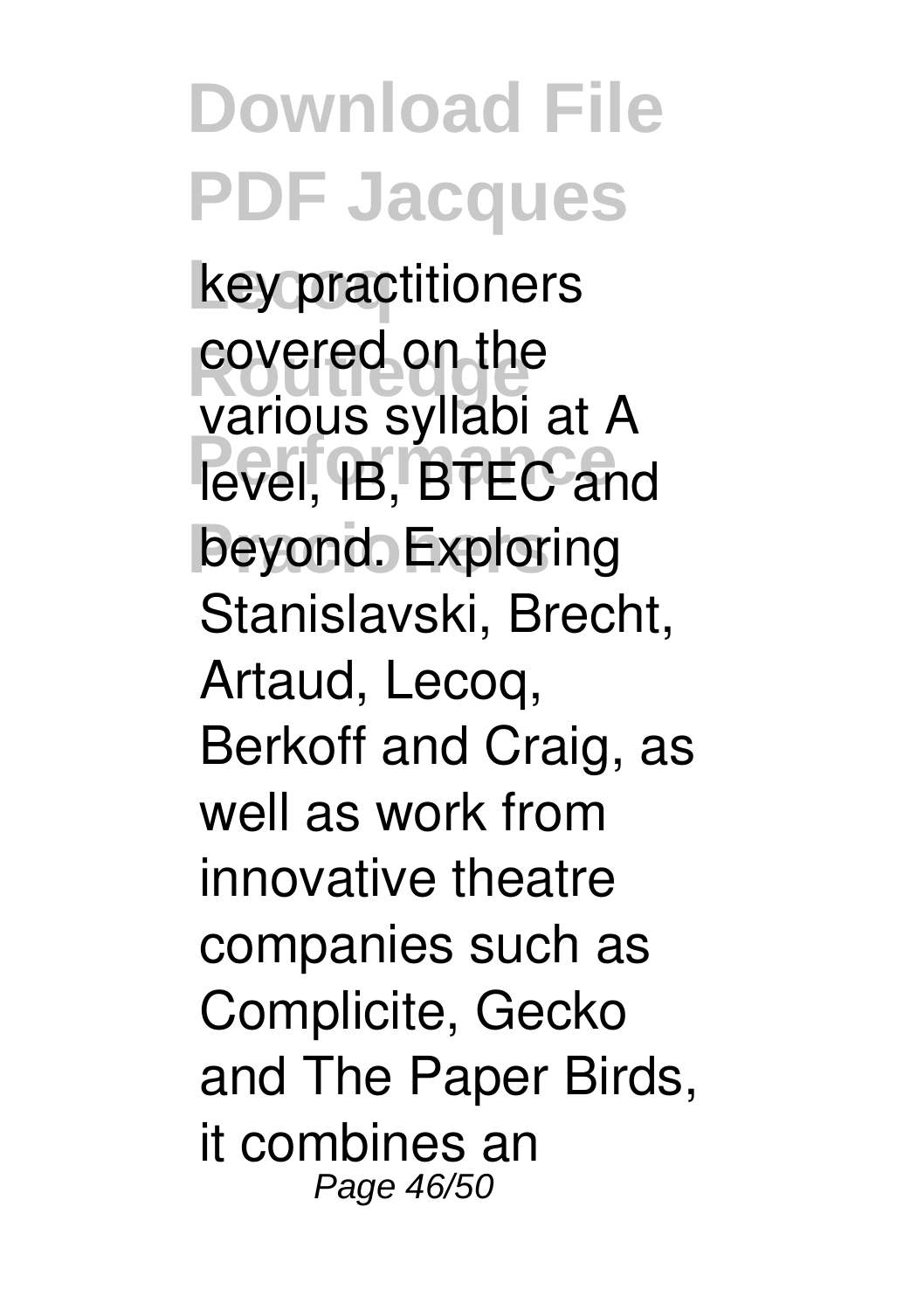key practitioners covered on the various syllabi at A level, IB, BTEC and beyond. Exploring Stanislavski, Brecht, Artaud, Lecoq, Berkoff and Craig, as well as work from innovative theatre companies such as Complicite, Gecko and The Paper Birds, it combines an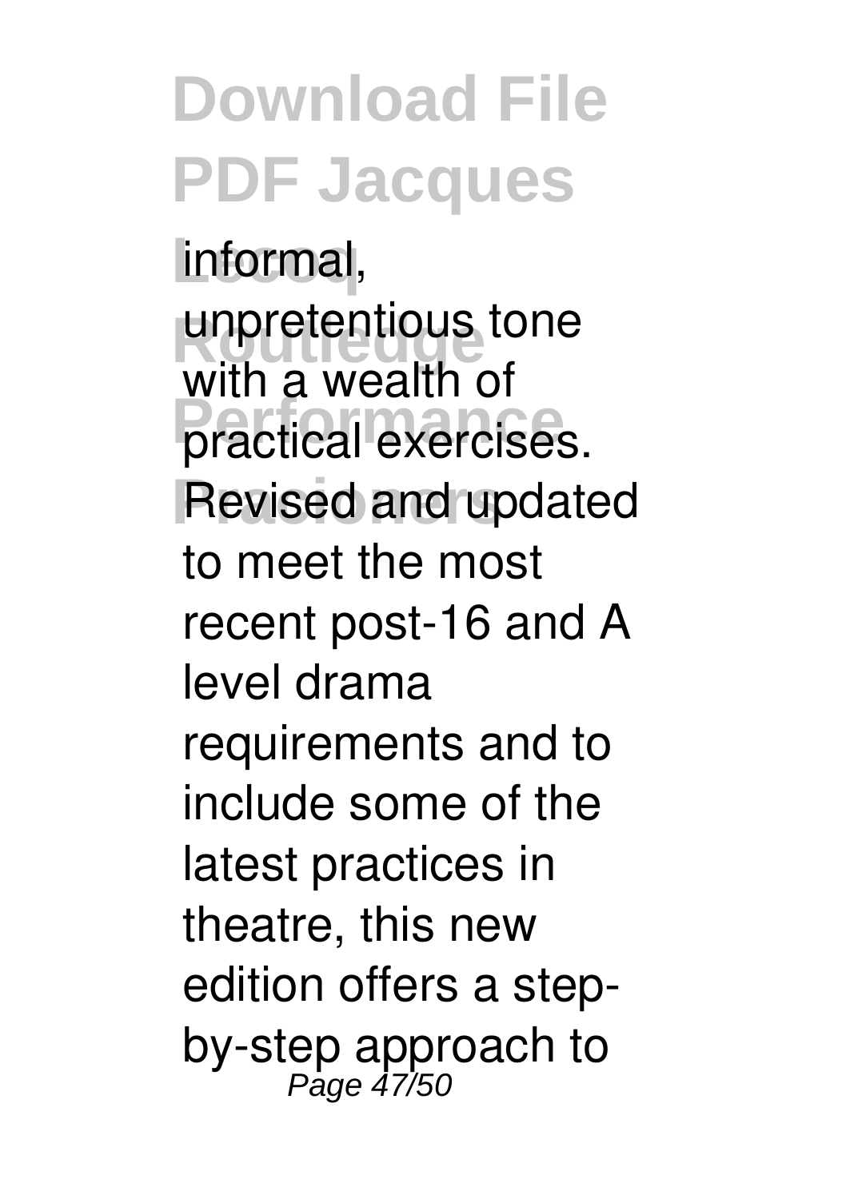informal, unpretentious tone with a wealth of practical exercises. Revised and updated to meet the most recent post-16 and A level drama requirements and to include some of the latest practices in theatre, this new edition offers a step-by-step approach to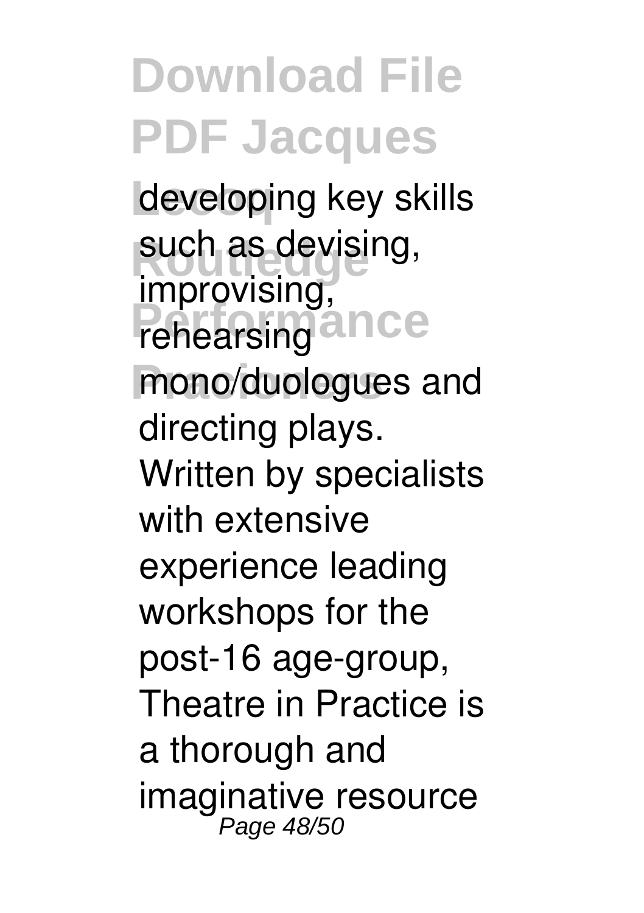developing key skills such as devising, improvising, rehearsing mono/duologues and directing plays. Written by specialists with extensive experience leading workshops for the post-16 age-group, Theatre in Practice is a thorough and imaginative resource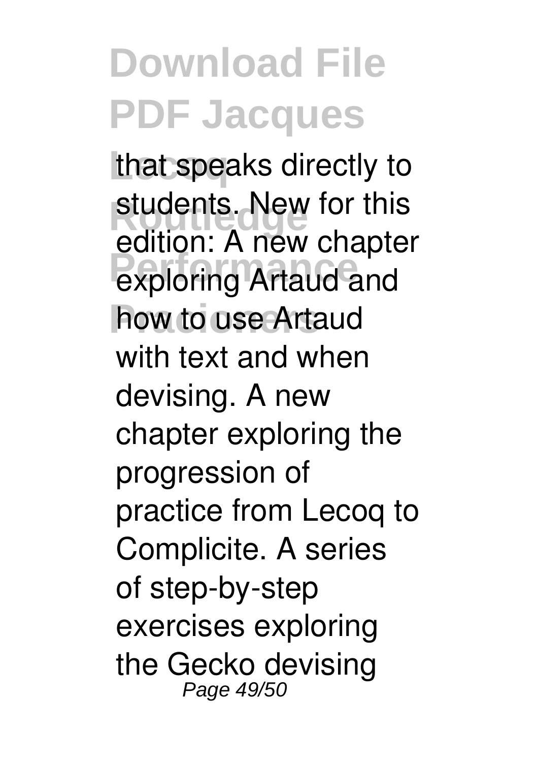that speaks directly to students. New for this edition: A new chapter exploring Artaud and how to use Artaud with text and when devising. A new chapter exploring the progression of practice from Lecoq to Complicite. A series of step-by-step exercises exploring the Gecko devising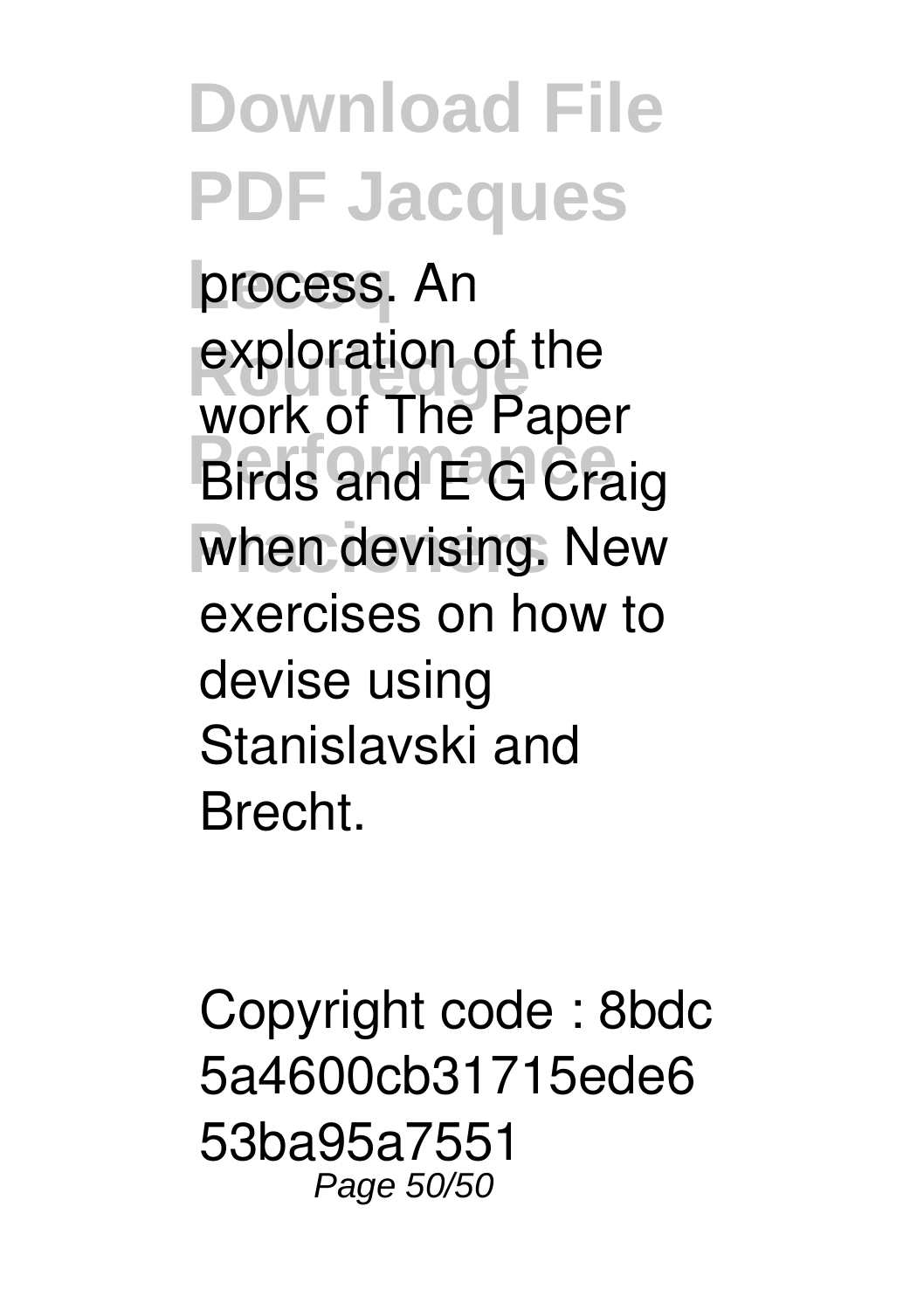process. An exploration of the work of The Paper Birds and E G Craig when devising. New exercises on how to devise using Stanislavski and Brecht.

Copyright code : 8bdc5a4600cb31715ede653ba95a7551